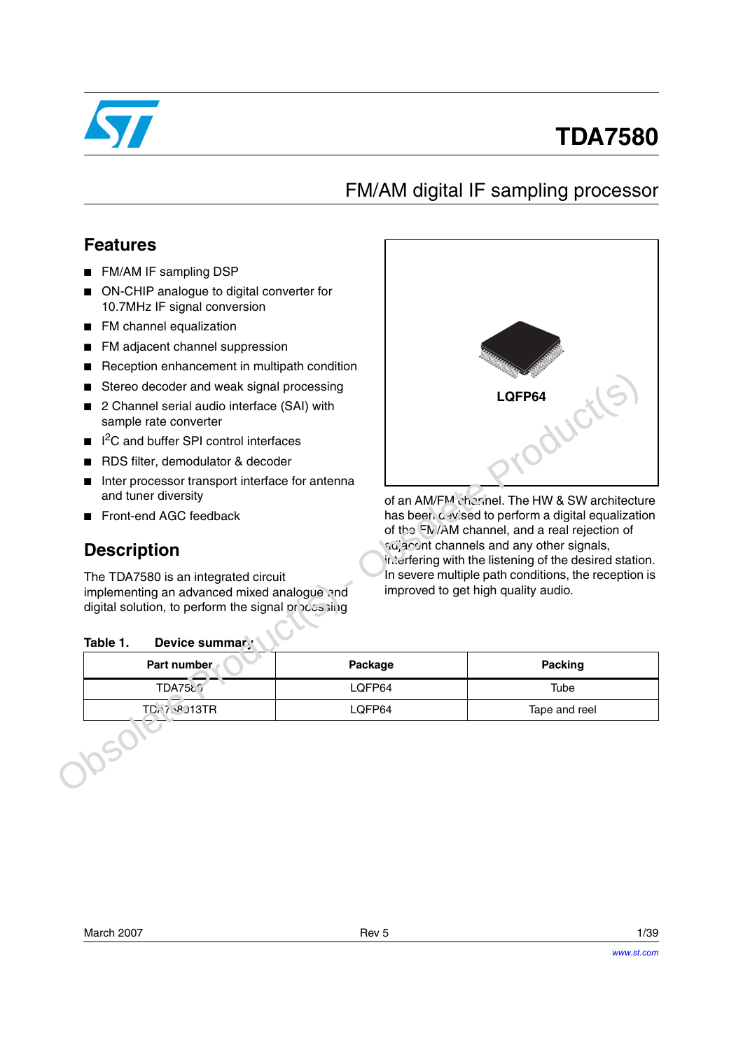# TDA7580

## FM/AM digital IF sampling processor

## Features

- FM/AM IF sampling DSP
- ON-CHIP analogue to digital converter for 10.7MHz IF signal conversion
- FM channel equalization
- FM adjacent channel suppression
- Reception enhancement in multipath condition
- Stereo decoder and weak signal processing
- 2 Channel serial audio interface (SAI) with sample rate converter
- I$^2$C and buffer SPI control interfaces
- RDS filter, demodulator & decoder
- Inter processor transport interface for antenna and tuner diversity
- Front-end AGC feedback

LQFP64

## Description

The TDA7580 is an integrated circuit implementing an advanced mixed analogue and digital solution, to perform the signal processing of an AM/FM channel. The HW & SW architecture has been devised to perform a digital equalization of the FM/AM channel, and a real rejection of adjacent channels and any other signals, interfering with the listening of the desired station. In severe multiple path conditions, the reception is improved to get high quality audio.

**Table 1. Device summary**

| Part number | Package | Packing |
|---|---|---|
| TDA7580 | LQFP64 | Tube |
| TDA758013TR | LQFP64 | Tape and reel |

March 2007 Rev 5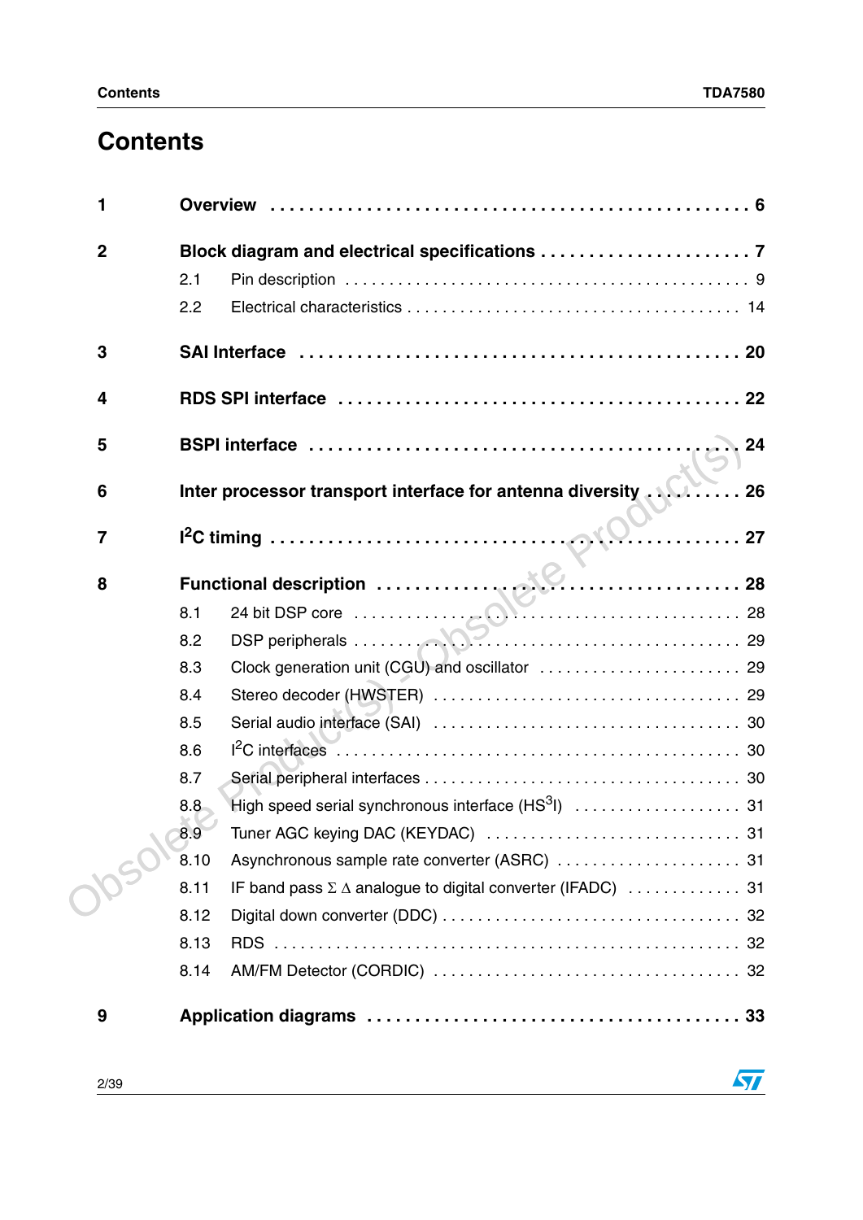# Contents

| | | |
|---|---|---|
| **1** | **Overview** | **6** |
| **2** | **Block diagram and electrical specifications** | **7** |
| | 2.1 Pin description | 9 |
| | 2.2 Electrical characteristics | 14 |
| **3** | **SAI Interface** | **20** |
| **4** | **RDS SPI interface** | **22** |
| **5** | **BSPI interface** | **24** |
| **6** | **Inter processor transport interface for antenna diversity** | **26** |
| **7** | **$I^2C$ timing** | **27** |
| **8** | **Functional description** | **28** |
| | 8.1 24 bit DSP core | 28 |
| | 8.2 DSP peripherals | 29 |
| | 8.3 Clock generation unit (CGU) and oscillator | 29 |
| | 8.4 Stereo decoder (HWSTER) | 29 |
| | 8.5 Serial audio interface (SAI) | 30 |
| | 8.6 $I^2C$ interfaces | 30 |
| | 8.7 Serial peripheral interfaces | 30 |
| | 8.8 High speed serial synchronous interface ($HS^3I$) | 31 |
| | 8.9 Tuner AGC keying DAC (KEYDAC) | 31 |
| | 8.10 Asynchronous sample rate converter (ASRC) | 31 |
| | 8.11 IF band pass $\Sigma\,\Delta$ analogue to digital converter (IFADC) | 31 |
| | 8.12 Digital down converter (DDC) | 32 |
| | 8.13 RDS | 32 |
| | 8.14 AM/FM Detector (CORDIC) | 32 |
| **9** | **Application diagrams** | **33** |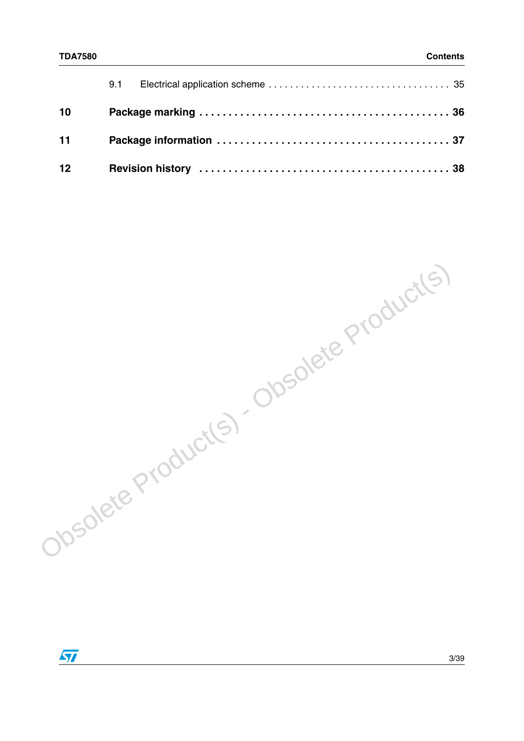9.1 Electrical application scheme . . . . . . . . . . . . . . . . . . . . . . . . . . . . . . . . . 35

**10 Package marking . . . . . . . . . . . . . . . . . . . . . . . . . . . . . . . . . . . . . . . . . 36**

**11 Package information . . . . . . . . . . . . . . . . . . . . . . . . . . . . . . . . . . . . . 37**

**12 Revision history . . . . . . . . . . . . . . . . . . . . . . . . . . . . . . . . . . . . . . . . 38**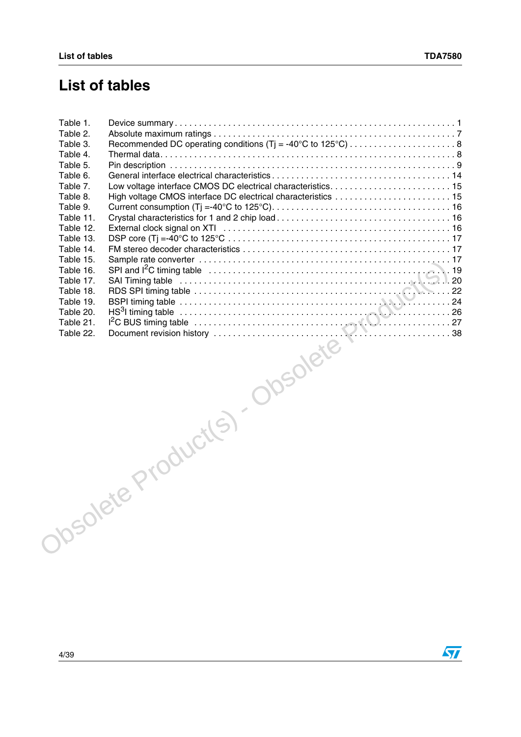# List of tables

Table 1. Device summary . . . . . . . . . . . . . . . . . . . . . . . . . . . . . . . . . . . . . . . . . . . . . . . . . . . . . . . . 1
Table 2. Absolute maximum ratings . . . . . . . . . . . . . . . . . . . . . . . . . . . . . . . . . . . . . . . . . . . . . . . . 7
Table 3. Recommended DC operating conditions (Tj = -40°C to 125°C) . . . . . . . . . . . . . . . . . . . . . . 8
Table 4. Thermal data. . . . . . . . . . . . . . . . . . . . . . . . . . . . . . . . . . . . . . . . . . . . . . . . . . . . . . . . . 8
Table 5. Pin description . . . . . . . . . . . . . . . . . . . . . . . . . . . . . . . . . . . . . . . . . . . . . . . . . . . . . . . 9
Table 6. General interface electrical characteristics . . . . . . . . . . . . . . . . . . . . . . . . . . . . . . . . . . . 14
Table 7. Low voltage interface CMOS DC electrical characteristics. . . . . . . . . . . . . . . . . . . . . . . . 15
Table 8. High voltage CMOS interface DC electrical characteristics . . . . . . . . . . . . . . . . . . . . . . . 15
Table 9. Current consumption (Tj =-40°C to 125°C). . . . . . . . . . . . . . . . . . . . . . . . . . . . . . . . . . . 16
Table 11. Crystal characteristics for 1 and 2 chip load . . . . . . . . . . . . . . . . . . . . . . . . . . . . . . . . . . 16
Table 12. External clock signal on XTI . . . . . . . . . . . . . . . . . . . . . . . . . . . . . . . . . . . . . . . . . . . . . 16
Table 13. DSP core (Tj =-40°C to 125°C . . . . . . . . . . . . . . . . . . . . . . . . . . . . . . . . . . . . . . . . . . . 17
Table 14. FM stereo decoder characteristics . . . . . . . . . . . . . . . . . . . . . . . . . . . . . . . . . . . . . . . . 17
Table 15. Sample rate converter . . . . . . . . . . . . . . . . . . . . . . . . . . . . . . . . . . . . . . . . . . . . . . . . . 17
Table 16. SPI and I²C timing table . . . . . . . . . . . . . . . . . . . . . . . . . . . . . . . . . . . . . . . . . . . . . . . 19
Table 17. SAI Timing table . . . . . . . . . . . . . . . . . . . . . . . . . . . . . . . . . . . . . . . . . . . . . . . . . . . . 20
Table 18. RDS SPI timing table . . . . . . . . . . . . . . . . . . . . . . . . . . . . . . . . . . . . . . . . . . . . . . . . . 22
Table 19. BSPI timing table . . . . . . . . . . . . . . . . . . . . . . . . . . . . . . . . . . . . . . . . . . . . . . . . . . . . 24
Table 20. HS³I timing table . . . . . . . . . . . . . . . . . . . . . . . . . . . . . . . . . . . . . . . . . . . . . . . . . . . . 26
Table 21. I²C BUS timing table . . . . . . . . . . . . . . . . . . . . . . . . . . . . . . . . . . . . . . . . . . . . . . . . . 27
Table 22. Document revision history . . . . . . . . . . . . . . . . . . . . . . . . . . . . . . . . . . . . . . . . . . . . . 38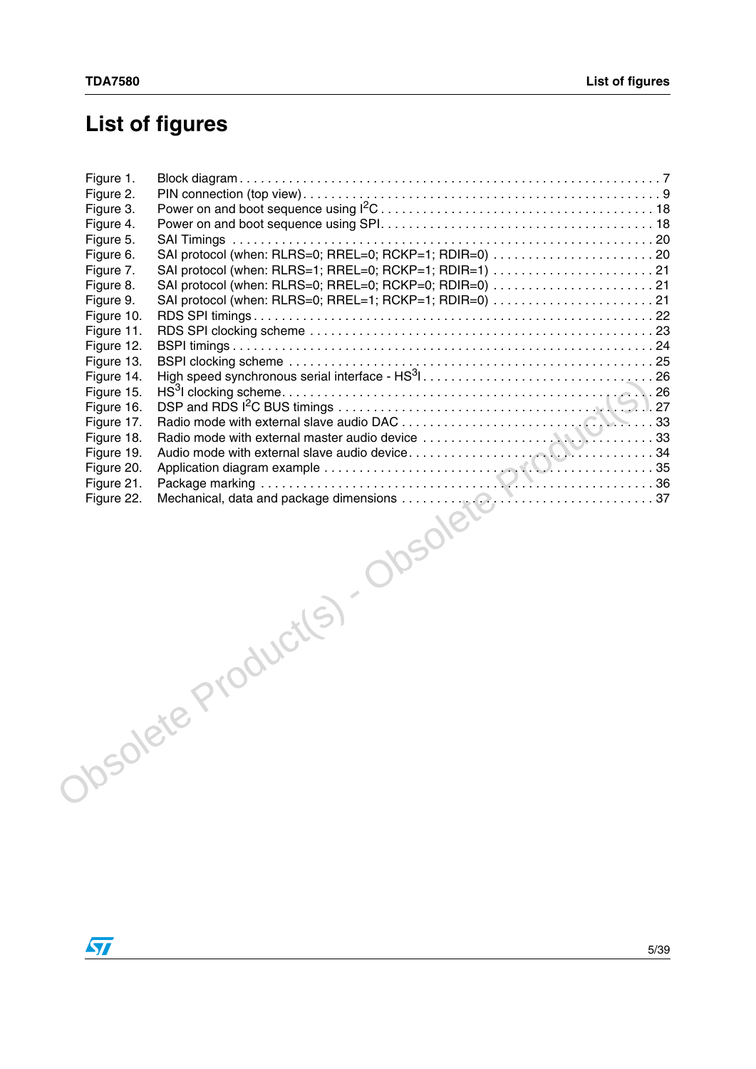# List of figures

Figure 1. Block diagram . . . . . . . . . . . . . . . . . . . . . . . . . . . . . . . . . . . . . . . . . . . . . . . . . . . . . . . . . . . . 7
Figure 2. PIN connection (top view) . . . . . . . . . . . . . . . . . . . . . . . . . . . . . . . . . . . . . . . . . . . . . . . . . . . 9
Figure 3. Power on and boot sequence using $I^2C$ . . . . . . . . . . . . . . . . . . . . . . . . . . . . . . . . . . . . . 18
Figure 4. Power on and boot sequence using SPI. . . . . . . . . . . . . . . . . . . . . . . . . . . . . . . . . . . . . . 18
Figure 5. SAI Timings . . . . . . . . . . . . . . . . . . . . . . . . . . . . . . . . . . . . . . . . . . . . . . . . . . . . . . . . . . 20
Figure 6. SAI protocol (when: RLRS=0; RREL=0; RCKP=1; RDIR=0) . . . . . . . . . . . . . . . . . . . . . . . 20
Figure 7. SAI protocol (when: RLRS=1; RREL=0; RCKP=1; RDIR=1) . . . . . . . . . . . . . . . . . . . . . . . 21
Figure 8. SAI protocol (when: RLRS=0; RREL=0; RCKP=0; RDIR=0) . . . . . . . . . . . . . . . . . . . . . . . 21
Figure 9. SAI protocol (when: RLRS=0; RREL=1; RCKP=1; RDIR=0) . . . . . . . . . . . . . . . . . . . . . . . 21
Figure 10. RDS SPI timings . . . . . . . . . . . . . . . . . . . . . . . . . . . . . . . . . . . . . . . . . . . . . . . . . . . . . . 22
Figure 11. RDS SPI clocking scheme . . . . . . . . . . . . . . . . . . . . . . . . . . . . . . . . . . . . . . . . . . . . . . . 23
Figure 12. BSPI timings . . . . . . . . . . . . . . . . . . . . . . . . . . . . . . . . . . . . . . . . . . . . . . . . . . . . . . . . . 24
Figure 13. BSPI clocking scheme . . . . . . . . . . . . . . . . . . . . . . . . . . . . . . . . . . . . . . . . . . . . . . . . . . 25
Figure 14. High speed synchronous serial interface - $HS^3I$ . . . . . . . . . . . . . . . . . . . . . . . . . . . . . . . . 26
Figure 15. $HS^3I$ clocking scheme. . . . . . . . . . . . . . . . . . . . . . . . . . . . . . . . . . . . . . . . . . . . . . . . . . 26
Figure 16. DSP and RDS $I^2C$ BUS timings . . . . . . . . . . . . . . . . . . . . . . . . . . . . . . . . . . . . . . . . . . . 27
Figure 17. Radio mode with external slave audio DAC . . . . . . . . . . . . . . . . . . . . . . . . . . . . . . . . . . . 33
Figure 18. Radio mode with external master audio device . . . . . . . . . . . . . . . . . . . . . . . . . . . . . . . . 33
Figure 19. Audio mode with external slave audio device. . . . . . . . . . . . . . . . . . . . . . . . . . . . . . . . . . 34
Figure 20. Application diagram example . . . . . . . . . . . . . . . . . . . . . . . . . . . . . . . . . . . . . . . . . . . . . 35
Figure 21. Package marking . . . . . . . . . . . . . . . . . . . . . . . . . . . . . . . . . . . . . . . . . . . . . . . . . . . . . . 36
Figure 22. Mechanical, data and package dimensions . . . . . . . . . . . . . . . . . . . . . . . . . . . . . . . . . . 37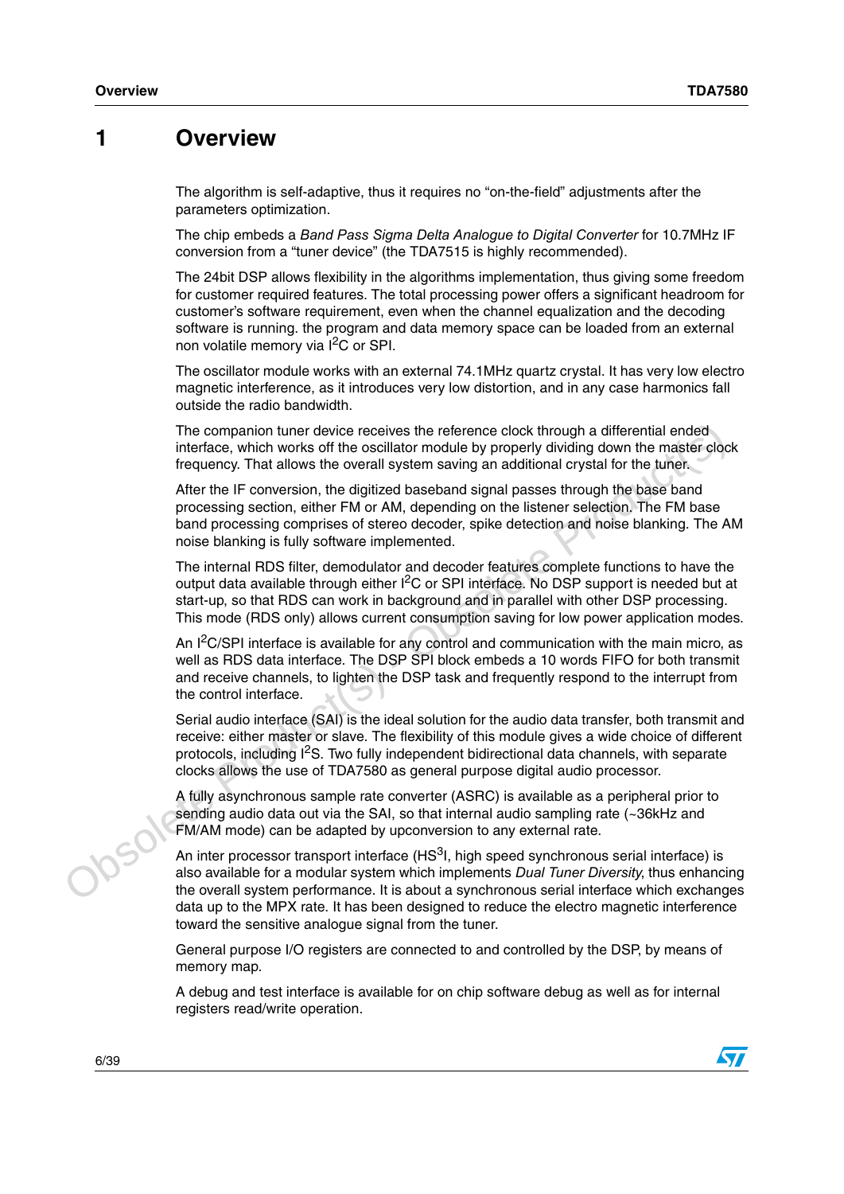# 1 Overview

The algorithm is self-adaptive, thus it requires no "on-the-field" adjustments after the parameters optimization.

The chip embeds a *Band Pass Sigma Delta Analogue to Digital Converter* for 10.7MHz IF conversion from a "tuner device" (the TDA7515 is highly recommended).

The 24bit DSP allows flexibility in the algorithms implementation, thus giving some freedom for customer required features. The total processing power offers a significant headroom for customer's software requirement, even when the channel equalization and the decoding software is running. the program and data memory space can be loaded from an external non volatile memory via I$^2$C or SPI.

The oscillator module works with an external 74.1MHz quartz crystal. It has very low electro magnetic interference, as it introduces very low distortion, and in any case harmonics fall outside the radio bandwidth.

The companion tuner device receives the reference clock through a differential ended interface, which works off the oscillator module by properly dividing down the master clock frequency. That allows the overall system saving an additional crystal for the tuner.

After the IF conversion, the digitized baseband signal passes through the base band processing section, either FM or AM, depending on the listener selection. The FM base band processing comprises of stereo decoder, spike detection and noise blanking. The AM noise blanking is fully software implemented.

The internal RDS filter, demodulator and decoder features complete functions to have the output data available through either I$^2$C or SPI interface. No DSP support is needed but at start-up, so that RDS can work in background and in parallel with other DSP processing. This mode (RDS only) allows current consumption saving for low power application modes.

An I$^2$C/SPI interface is available for any control and communication with the main micro, as well as RDS data interface. The DSP SPI block embeds a 10 words FIFO for both transmit and receive channels, to lighten the DSP task and frequently respond to the interrupt from the control interface.

Serial audio interface (SAI) is the ideal solution for the audio data transfer, both transmit and receive: either master or slave. The flexibility of this module gives a wide choice of different protocols, including I$^2$S. Two fully independent bidirectional data channels, with separate clocks allows the use of TDA7580 as general purpose digital audio processor.

A fully asynchronous sample rate converter (ASRC) is available as a peripheral prior to sending audio data out via the SAI, so that internal audio sampling rate (~36kHz and FM/AM mode) can be adapted by upconversion to any external rate.

An inter processor transport interface (HS$^3$I, high speed synchronous serial interface) is also available for a modular system which implements *Dual Tuner Diversity*, thus enhancing the overall system performance. It is about a synchronous serial interface which exchanges data up to the MPX rate. It has been designed to reduce the electro magnetic interference toward the sensitive analogue signal from the tuner.

General purpose I/O registers are connected to and controlled by the DSP, by means of memory map.

A debug and test interface is available for on chip software debug as well as for internal registers read/write operation.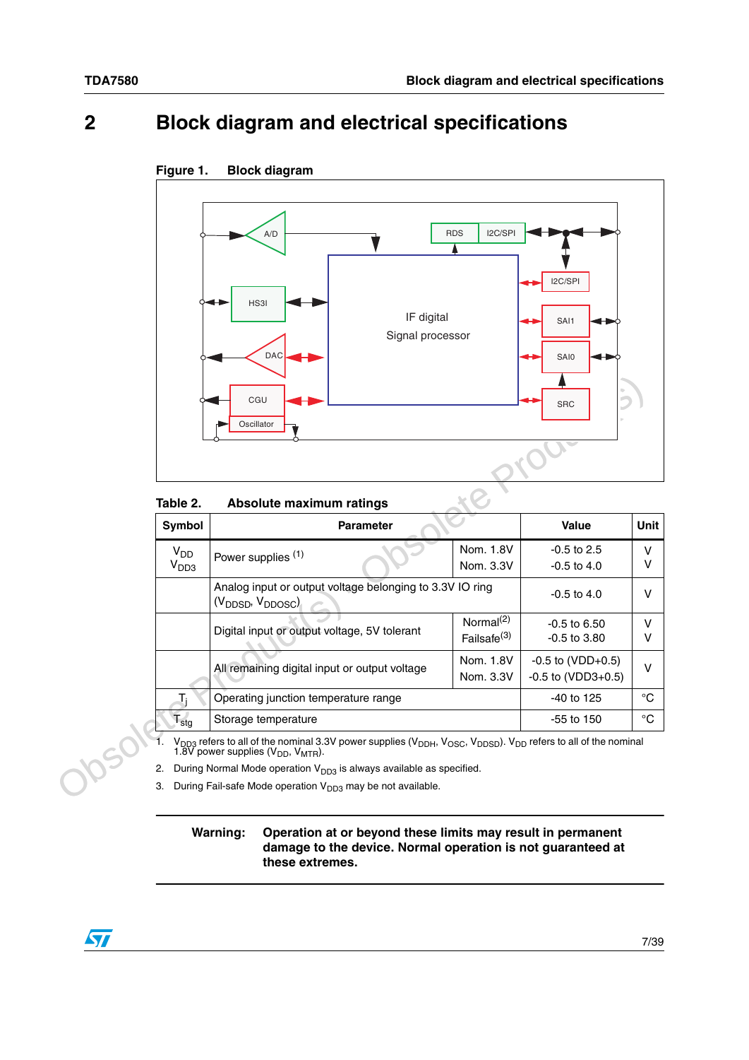# 2 Block diagram and electrical specifications

Figure 1. Block diagram

Table 2. Absolute maximum ratings

| Symbol | Parameter | | Value | Unit |
|---|---|---|---|---|
| $V_{DD}$ <br> $V_{DD3}$ | Power supplies [(1)] | Nom. 1.8V <br> Nom. 3.3V | -0.5 to 2.5 <br> -0.5 to 4.0 | V <br> V |
| | Analog input or output voltage belonging to 3.3V IO ring ($V_{DDSD}$, $V_{DDOSC}$) | | -0.5 to 4.0 | V |
| | Digital input or output voltage, 5V tolerant | Normal[(2)] <br> Failsafe[(3)] | -0.5 to 6.50 <br> -0.5 to 3.80 | V <br> V |
| | All remaining digital input or output voltage | Nom. 1.8V <br> Nom. 3.3V | -0.5 to (VDD+0.5) <br> -0.5 to (VDD3+0.5) | V |
| $T_j$ | Operating junction temperature range | | -40 to 125 | °C |
| $T_{stg}$ | Storage temperature | | -55 to 150 | °C |

1. $V_{DD3}$ refers to all of the nominal 3.3V power supplies ($V_{DDH}$, $V_{OSC}$, $V_{DDSD}$). $V_{DD}$ refers to all of the nominal 1.8V power supplies ($V_{DD}$, $V_{MTR}$).
2. During Normal Mode operation $V_{DD3}$ is always available as specified.
3. During Fail-safe Mode operation $V_{DD3}$ may be not available.

**Warning: Operation at or beyond these limits may result in permanent damage to the device. Normal operation is not guaranteed at these extremes.**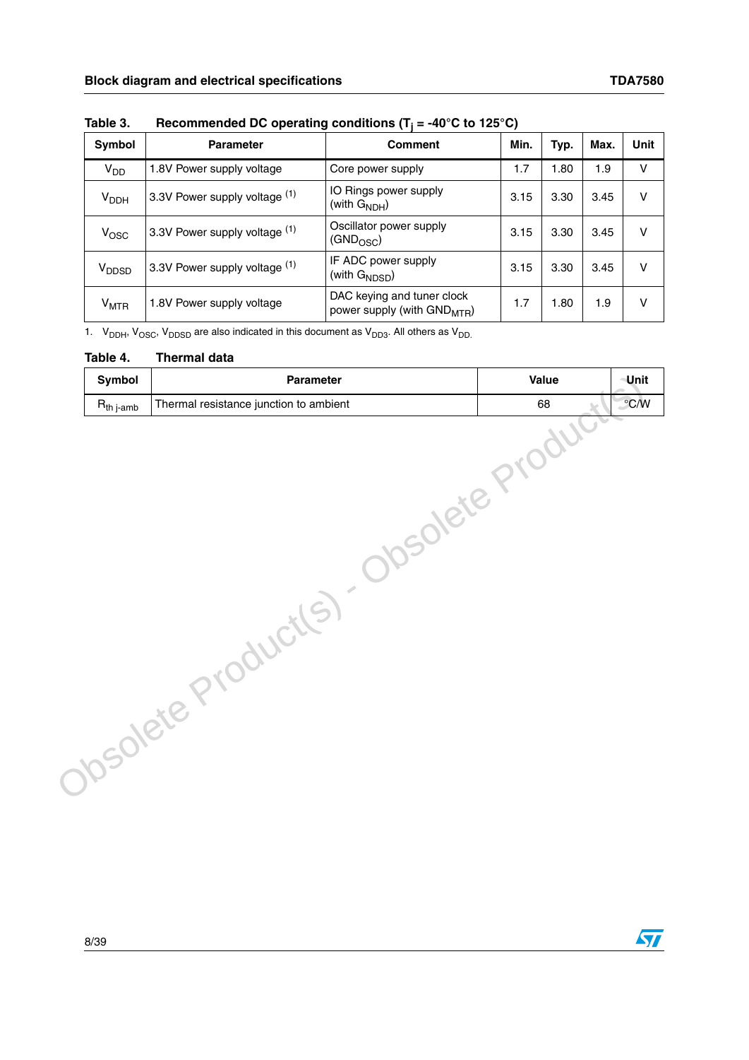Table 3. Recommended DC operating conditions ($T_j$ = -40°C to 125°C)

| Symbol | Parameter | Comment | Min. | Typ. | Max. | Unit |
|---|---|---|---|---|---|---|
| $V_{DD}$ | 1.8V Power supply voltage | Core power supply | 1.7 | 1.80 | 1.9 | V |
| $V_{DDH}$ | 3.3V Power supply voltage [1] | IO Rings power supply (with $G_{NDH}$) | 3.15 | 3.30 | 3.45 | V |
| $V_{OSC}$ | 3.3V Power supply voltage [1] | Oscillator power supply ($GND_{OSC}$) | 3.15 | 3.30 | 3.45 | V |
| $V_{DDSD}$ | 3.3V Power supply voltage [1] | IF ADC power supply (with $G_{NDSD}$) | 3.15 | 3.30 | 3.45 | V |
| $V_{MTR}$ | 1.8V Power supply voltage | DAC keying and tuner clock power supply (with $GND_{MTR}$) | 1.7 | 1.80 | 1.9 | V |

1. $V_{DDH}$, $V_{OSC}$, $V_{DDSD}$ are also indicated in this document as $V_{DD3}$. All others as $V_{DD}$.

Table 4. Thermal data

| Symbol | Parameter | Value | Unit |
|---|---|---|---|
| $R_{th\ j\text{-}amb}$ | Thermal resistance junction to ambient | 68 | °C/W |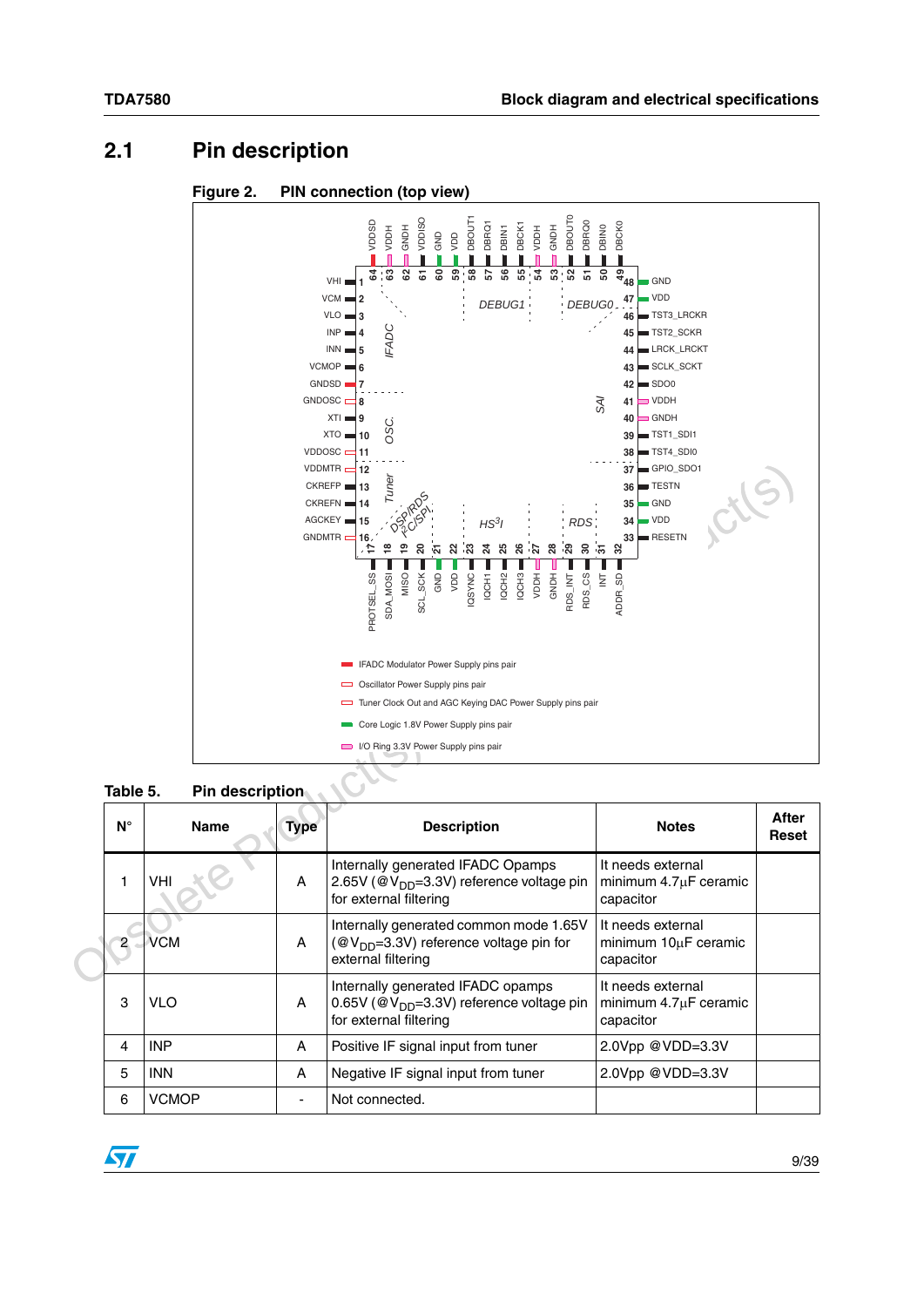## 2.1 Pin description

**Figure 2. PIN connection (top view)**

- IFADC Modulator Power Supply pins pair
- Oscillator Power Supply pins pair
- Tuner Clock Out and AGC Keying DAC Power Supply pins pair
- Core Logic 1.8V Power Supply pins pair
- I/O Ring 3.3V Power Supply pins pair

**Table 5. Pin description**

| N° | Name | Type | Description | Notes | After Reset |
|---|---|---|---|---|---|
| 1 | VHI | A | Internally generated IFADC Opamps 2.65V (@$V_{DD}$=3.3V) reference voltage pin for external filtering | It needs external minimum 4.7µF ceramic capacitor | |
| 2 | VCM | A | Internally generated common mode 1.65V (@$V_{DD}$=3.3V) reference voltage pin for external filtering | It needs external minimum 10µF ceramic capacitor | |
| 3 | VLO | A | Internally generated IFADC opamps 0.65V (@$V_{DD}$=3.3V) reference voltage pin for external filtering | It needs external minimum 4.7µF ceramic capacitor | |
| 4 | INP | A | Positive IF signal input from tuner | 2.0Vpp @VDD=3.3V | |
| 5 | INN | A | Negative IF signal input from tuner | 2.0Vpp @VDD=3.3V | |
| 6 | VCMOP | - | Not connected. | | |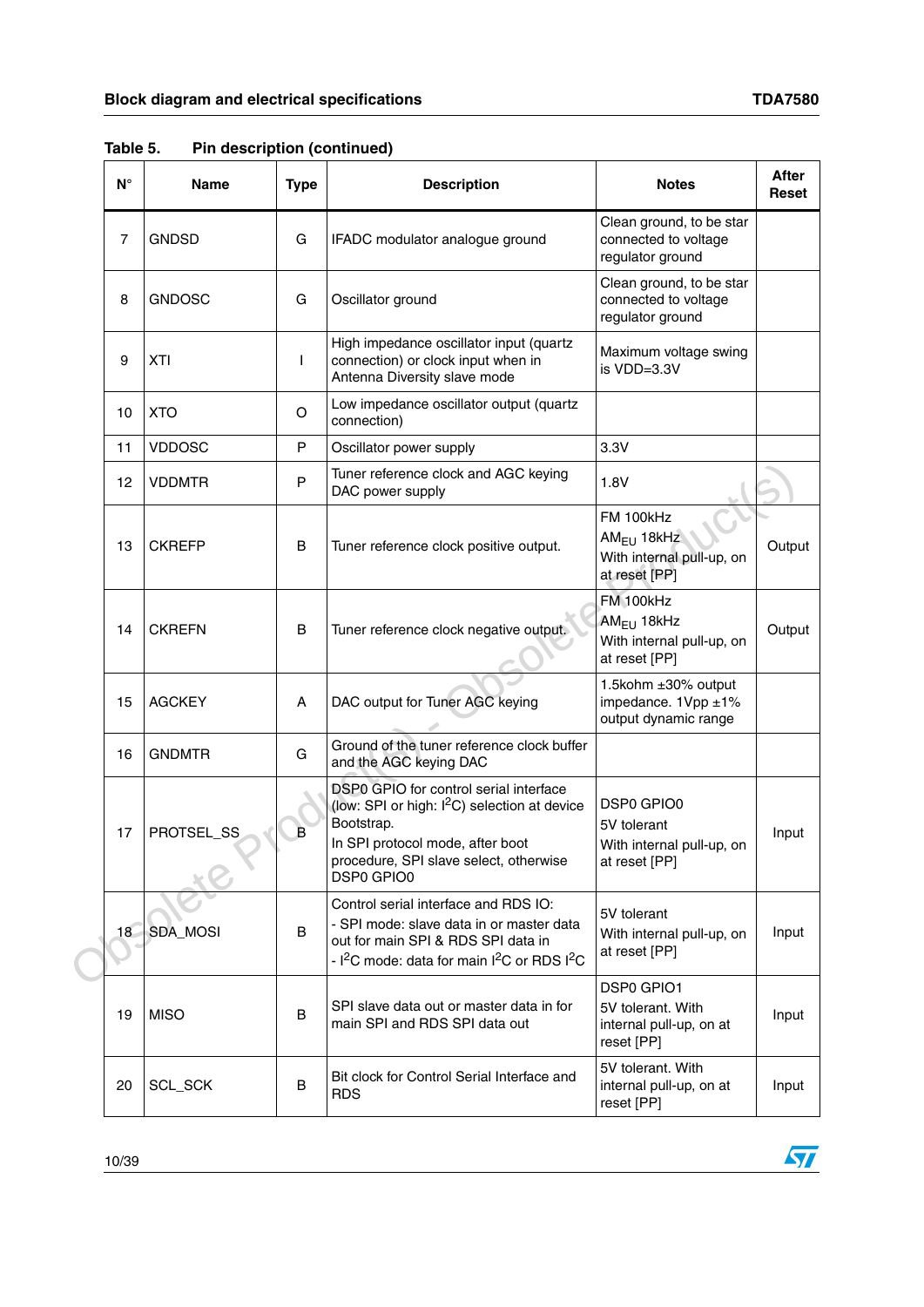**Table 5. Pin description (continued)**

| N° | Name | Type | Description | Notes | After Reset |
|---|---|---|---|---|---|
| 7 | GNDSD | G | IFADC modulator analogue ground | Clean ground, to be star connected to voltage regulator ground | |
| 8 | GNDOSC | G | Oscillator ground | Clean ground, to be star connected to voltage regulator ground | |
| 9 | XTI | I | High impedance oscillator input (quartz connection) or clock input when in Antenna Diversity slave mode | Maximum voltage swing is VDD=3.3V | |
| 10 | XTO | O | Low impedance oscillator output (quartz connection) | | |
| 11 | VDDOSC | P | Oscillator power supply | 3.3V | |
| 12 | VDDMTR | P | Tuner reference clock and AGC keying DAC power supply | 1.8V | |
| 13 | CKREFP | B | Tuner reference clock positive output. | FM 100kHz<br>$AM_{EU}$ 18kHz<br>With internal pull-up, on at reset [PP] | Output |
| 14 | CKREFN | B | Tuner reference clock negative output. | FM 100kHz<br>$AM_{EU}$ 18kHz<br>With internal pull-up, on at reset [PP] | Output |
| 15 | AGCKEY | A | DAC output for Tuner AGC keying | 1.5kohm ±30% output impedance. 1Vpp ±1% output dynamic range | |
| 16 | GNDMTR | G | Ground of the tuner reference clock buffer and the AGC keying DAC | | |
| 17 | PROTSEL_SS | B | DSP0 GPIO for control serial interface (low: SPI or high: $I^2C$) selection at device Bootstrap.<br>In SPI protocol mode, after boot procedure, SPI slave select, otherwise DSP0 GPIO0 | DSP0 GPIO0<br>5V tolerant<br>With internal pull-up, on at reset [PP] | Input |
| 18 | SDA_MOSI | B | Control serial interface and RDS IO:<br>- SPI mode: slave data in or master data out for main SPI & RDS SPI data in<br>- $I^2C$ mode: data for main $I^2C$ or RDS $I^2C$ | 5V tolerant<br>With internal pull-up, on at reset [PP] | Input |
| 19 | MISO | B | SPI slave data out or master data in for main SPI and RDS SPI data out | DSP0 GPIO1<br>5V tolerant. With internal pull-up, on at reset [PP] | Input |
| 20 | SCL_SCK | B | Bit clock for Control Serial Interface and RDS | 5V tolerant. With internal pull-up, on at reset [PP] | Input |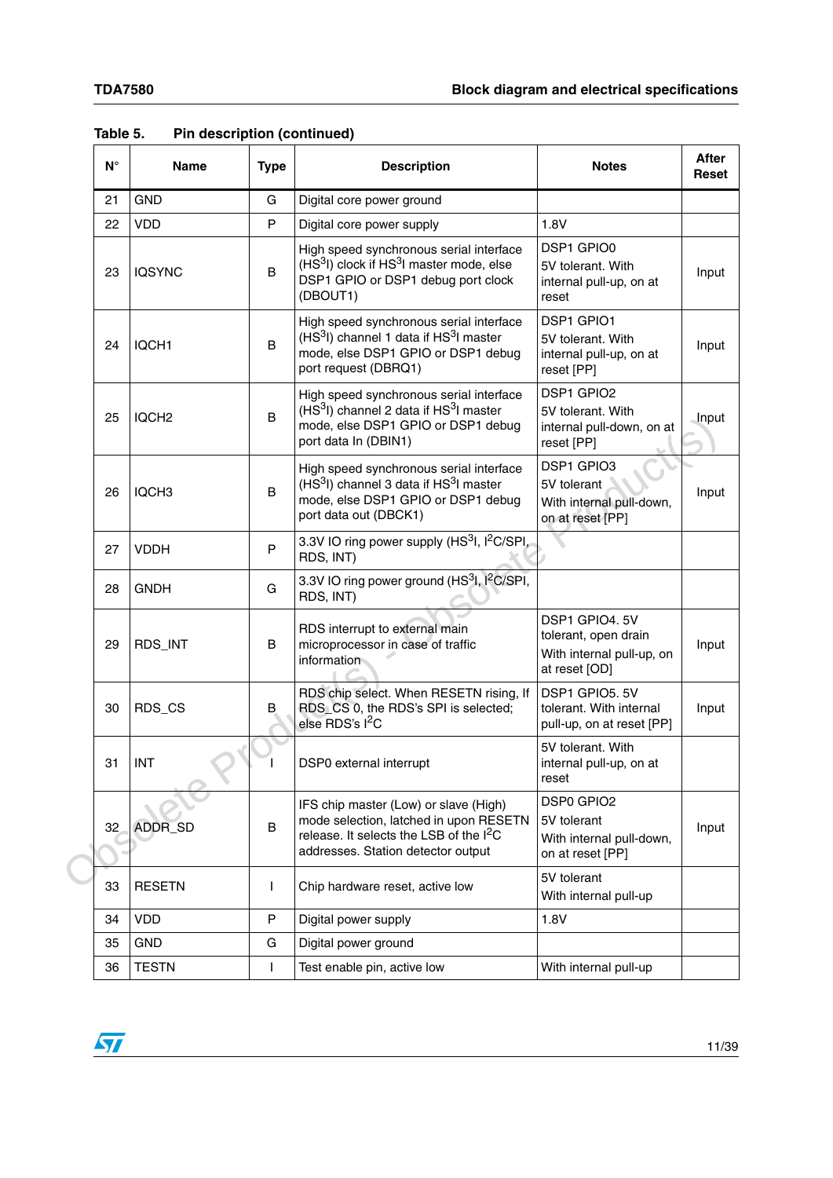Table 5. Pin description (continued)

| N° | Name | Type | Description | Notes | After Reset |
|---|---|---|---|---|---|
| 21 | GND | G | Digital core power ground | | |
| 22 | VDD | P | Digital core power supply | 1.8V | |
| 23 | IQSYNC | B | High speed synchronous serial interface (HS$^3$I) clock if HS$^3$I master mode, else DSP1 GPIO or DSP1 debug port clock (DBOUT1) | DSP1 GPIO0<br>5V tolerant. With internal pull-up, on at reset | Input |
| 24 | IQCH1 | B | High speed synchronous serial interface (HS$^3$I) channel 1 data if HS$^3$I master mode, else DSP1 GPIO or DSP1 debug port request (DBRQ1) | DSP1 GPIO1<br>5V tolerant. With internal pull-up, on at reset [PP] | Input |
| 25 | IQCH2 | B | High speed synchronous serial interface (HS$^3$I) channel 2 data if HS$^3$I master mode, else DSP1 GPIO or DSP1 debug port data In (DBIN1) | DSP1 GPIO2<br>5V tolerant. With internal pull-down, on at reset [PP] | Input |
| 26 | IQCH3 | B | High speed synchronous serial interface (HS$^3$I) channel 3 data if HS$^3$I master mode, else DSP1 GPIO or DSP1 debug port data out (DBCK1) | DSP1 GPIO3<br>5V tolerant<br>With internal pull-down, on at reset [PP] | Input |
| 27 | VDDH | P | 3.3V IO ring power supply (HS$^3$I, I$^2$C/SPI, RDS, INT) | | |
| 28 | GNDH | G | 3.3V IO ring power ground (HS$^3$I, I$^2$C/SPI, RDS, INT) | | |
| 29 | RDS_INT | B | RDS interrupt to external main microprocessor in case of traffic information | DSP1 GPIO4. 5V tolerant, open drain<br>With internal pull-up, on at reset [OD] | Input |
| 30 | RDS_CS | B | RDS chip select. When RESETN rising, If RDS_CS 0, the RDS's SPI is selected; else RDS's I$^2$C | DSP1 GPIO5. 5V tolerant. With internal pull-up, on at reset [PP] | Input |
| 31 | INT | I | DSP0 external interrupt | 5V tolerant. With internal pull-up, on at reset | |
| 32 | ADDR_SD | B | IFS chip master (Low) or slave (High) mode selection, latched in upon RESETN release. It selects the LSB of the I$^2$C addresses. Station detector output | DSP0 GPIO2<br>5V tolerant<br>With internal pull-down, on at reset [PP] | Input |
| 33 | RESETN | I | Chip hardware reset, active low | 5V tolerant<br>With internal pull-up | |
| 34 | VDD | P | Digital power supply | 1.8V | |
| 35 | GND | G | Digital power ground | | |
| 36 | TESTN | I | Test enable pin, active low | With internal pull-up | |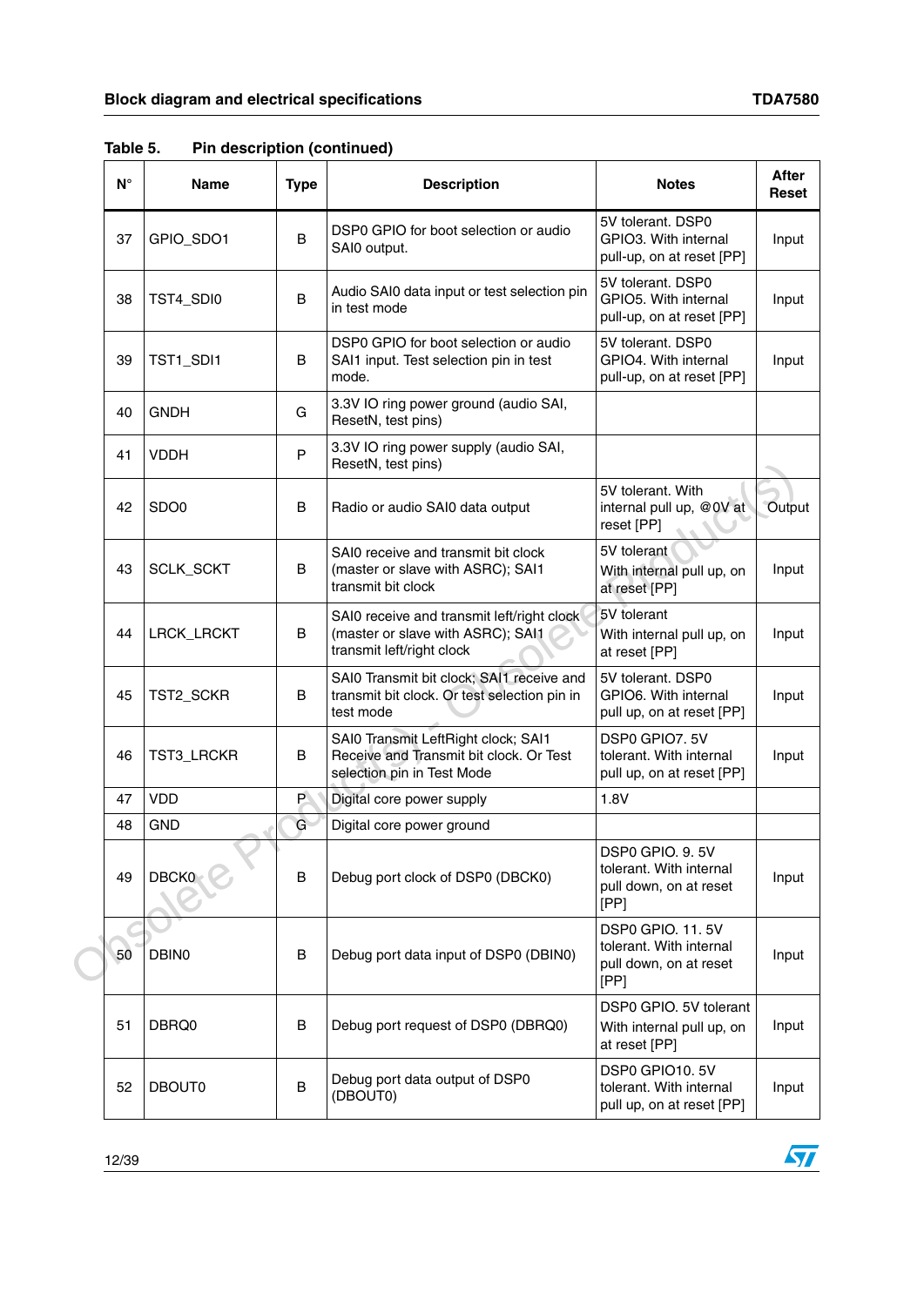**Table 5. Pin description (continued)**

| N° | Name | Type | Description | Notes | After Reset |
|---|---|---|---|---|---|
| 37 | GPIO_SDO1 | B | DSP0 GPIO for boot selection or audio SAI0 output. | 5V tolerant. DSP0 GPIO3. With internal pull-up, on at reset [PP] | Input |
| 38 | TST4_SDI0 | B | Audio SAI0 data input or test selection pin in test mode | 5V tolerant. DSP0 GPIO5. With internal pull-up, on at reset [PP] | Input |
| 39 | TST1_SDI1 | B | DSP0 GPIO for boot selection or audio SAI1 input. Test selection pin in test mode. | 5V tolerant. DSP0 GPIO4. With internal pull-up, on at reset [PP] | Input |
| 40 | GNDH | G | 3.3V IO ring power ground (audio SAI, ResetN, test pins) | | |
| 41 | VDDH | P | 3.3V IO ring power supply (audio SAI, ResetN, test pins) | | |
| 42 | SDO0 | B | Radio or audio SAI0 data output | 5V tolerant. With internal pull up, @0V at reset [PP] | Output |
| 43 | SCLK_SCKT | B | SAI0 receive and transmit bit clock (master or slave with ASRC); SAI1 transmit bit clock | 5V tolerant With internal pull up, on at reset [PP] | Input |
| 44 | LRCK_LRCKT | B | SAI0 receive and transmit left/right clock (master or slave with ASRC); SAI1 transmit left/right clock | 5V tolerant With internal pull up, on at reset [PP] | Input |
| 45 | TST2_SCKR | B | SAI0 Transmit bit clock; SAI1 receive and transmit bit clock. Or test selection pin in test mode | 5V tolerant. DSP0 GPIO6. With internal pull up, on at reset [PP] | Input |
| 46 | TST3_LRCKR | B | SAI0 Transmit LeftRight clock; SAI1 Receive and Transmit bit clock. Or Test selection pin in Test Mode | DSP0 GPIO7. 5V tolerant. With internal pull up, on at reset [PP] | Input |
| 47 | VDD | P | Digital core power supply | 1.8V | |
| 48 | GND | G | Digital core power ground | | |
| 49 | DBCK0 | B | Debug port clock of DSP0 (DBCK0) | DSP0 GPIO. 9. 5V tolerant. With internal pull down, on at reset [PP] | Input |
| 50 | DBIN0 | B | Debug port data input of DSP0 (DBIN0) | DSP0 GPIO. 11. 5V tolerant. With internal pull down, on at reset [PP] | Input |
| 51 | DBRQ0 | B | Debug port request of DSP0 (DBRQ0) | DSP0 GPIO. 5V tolerant With internal pull up, on at reset [PP] | Input |
| 52 | DBOUT0 | B | Debug port data output of DSP0 (DBOUT0) | DSP0 GPIO10. 5V tolerant. With internal pull up, on at reset [PP] | Input |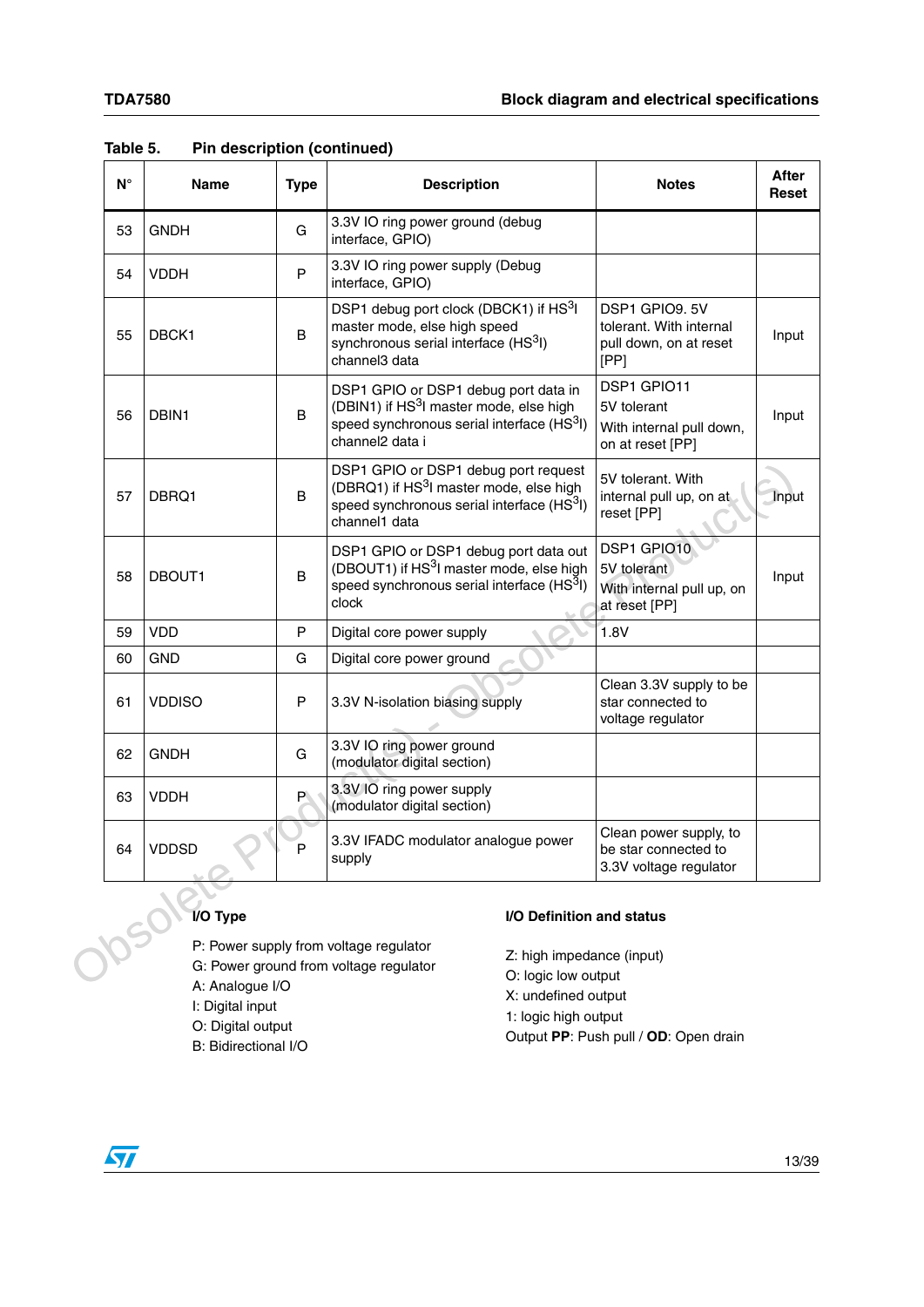Table 5. Pin description (continued)

| N° | Name | Type | Description | Notes | After Reset |
|---|---|---|---|---|---|
| 53 | GNDH | G | 3.3V IO ring power ground (debug interface, GPIO) | | |
| 54 | VDDH | P | 3.3V IO ring power supply (Debug interface, GPIO) | | |
| 55 | DBCK1 | B | DSP1 debug port clock (DBCK1) if $HS^3I$ master mode, else high speed synchronous serial interface ($HS^3I$) channel3 data | DSP1 GPIO9. 5V tolerant. With internal pull down, on at reset [PP] | Input |
| 56 | DBIN1 | B | DSP1 GPIO or DSP1 debug port data in (DBIN1) if $HS^3I$ master mode, else high speed synchronous serial interface ($HS^3I$) channel2 data i | DSP1 GPIO11 5V tolerant With internal pull down, on at reset [PP] | Input |
| 57 | DBRQ1 | B | DSP1 GPIO or DSP1 debug port request (DBRQ1) if $HS^3I$ master mode, else high speed synchronous serial interface ($HS^3I$) channel1 data | 5V tolerant. With internal pull up, on at reset [PP] | Input |
| 58 | DBOUT1 | B | DSP1 GPIO or DSP1 debug port data out (DBOUT1) if $HS^3I$ master mode, else high speed synchronous serial interface ($HS^3I$) clock | DSP1 GPIO10 5V tolerant With internal pull up, on at reset [PP] | Input |
| 59 | VDD | P | Digital core power supply | 1.8V | |
| 60 | GND | G | Digital core power ground | | |
| 61 | VDDISO | P | 3.3V N-isolation biasing supply | Clean 3.3V supply to be star connected to voltage regulator | |
| 62 | GNDH | G | 3.3V IO ring power ground (modulator digital section) | | |
| 63 | VDDH | P | 3.3V IO ring power supply (modulator digital section) | | |
| 64 | VDDSD | P | 3.3V IFADC modulator analogue power supply | Clean power supply, to be star connected to 3.3V voltage regulator | |

**I/O Type**

P: Power supply from voltage regulator
G: Power ground from voltage regulator
A: Analogue I/O
I: Digital input
O: Digital output
B: Bidirectional I/O

**I/O Definition and status**

Z: high impedance (input)
O: logic low output
X: undefined output
1: logic high output
Output **PP**: Push pull / **OD**: Open drain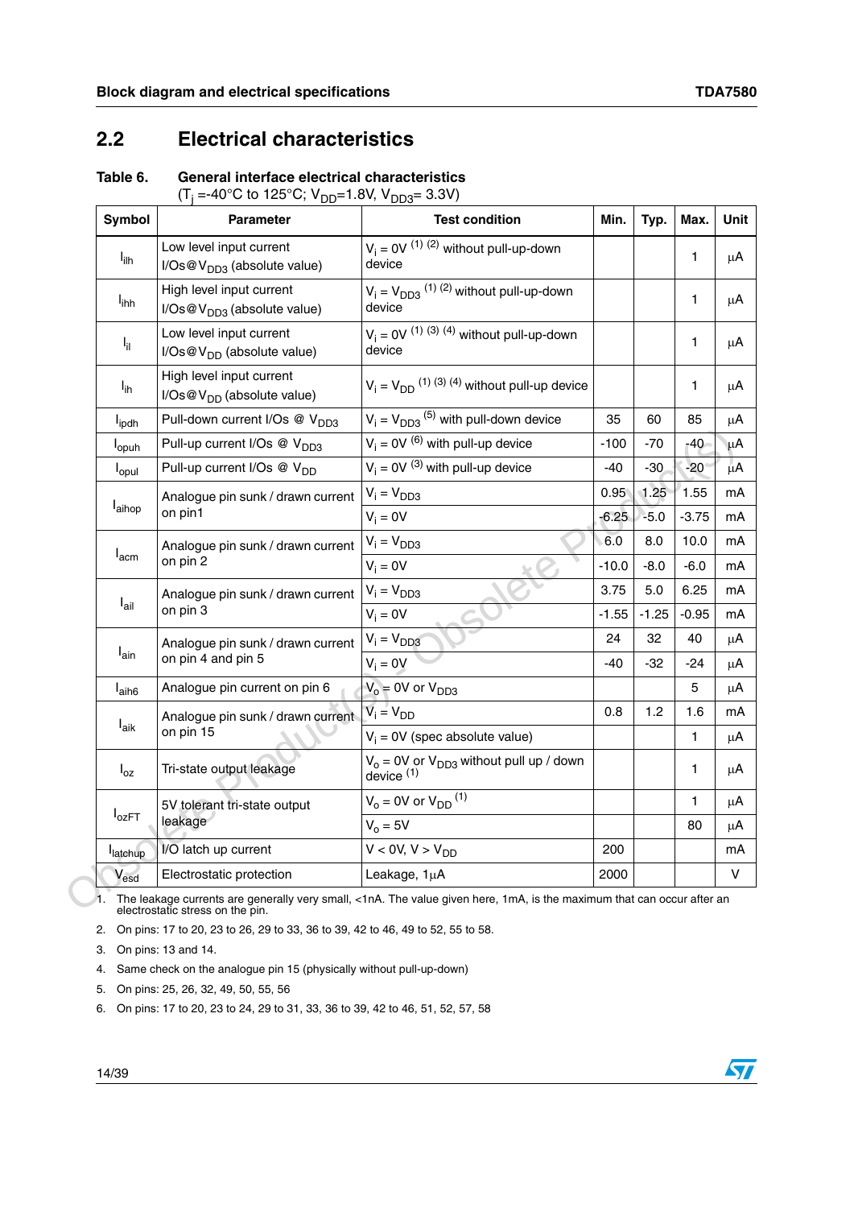## 2.2 Electrical characteristics

**Table 6. General interface electrical characteristics**
($T_j$ =-40°C to 125°C; $V_{DD}$=1.8V, $V_{DD3}$= 3.3V)

| Symbol | Parameter | Test condition | Min. | Typ. | Max. | Unit |
|---|---|---|---|---|---|---|
| $I_{ilh}$ | Low level input current I/Os@$V_{DD3}$ (absolute value) | $V_i$ = 0V (1) (2) without pull-up-down device | | | 1 | µA |
| $I_{ihh}$ | High level input current I/Os@$V_{DD3}$ (absolute value) | $V_i$ = $V_{DD3}$ (1) (2) without pull-up-down device | | | 1 | µA |
| $I_{il}$ | Low level input current I/Os@$V_{DD}$ (absolute value) | $V_i$ = 0V (1) (3) (4) without pull-up-down device | | | 1 | µA |
| $I_{ih}$ | High level input current I/Os@$V_{DD}$ (absolute value) | $V_i$ = $V_{DD}$ (1) (3) (4) without pull-up device | | | 1 | µA |
| $I_{ipdh}$ | Pull-down current I/Os @ $V_{DD3}$ | $V_i$ = $V_{DD3}$ (5) with pull-down device | 35 | 60 | 85 | µA |
| $I_{opuh}$ | Pull-up current I/Os @ $V_{DD3}$ | $V_i$ = 0V (6) with pull-up device | -100 | -70 | -40 | µA |
| $I_{opul}$ | Pull-up current I/Os @ $V_{DD}$ | $V_i$ = 0V (3) with pull-up device | -40 | -30 | -20 | µA |
| $I_{aihop}$ | Analogue pin sunk / drawn current on pin1 | $V_i$ = $V_{DD3}$ | 0.95 | 1.25 | 1.55 | mA |
| | | $V_i$ = 0V | -6.25 | -5.0 | -3.75 | mA |
| $I_{acm}$ | Analogue pin sunk / drawn current on pin 2 | $V_i$ = $V_{DD3}$ | 6.0 | 8.0 | 10.0 | mA |
| | | $V_i$ = 0V | -10.0 | -8.0 | -6.0 | mA |
| $I_{ail}$ | Analogue pin sunk / drawn current on pin 3 | $V_i$ = $V_{DD3}$ | 3.75 | 5.0 | 6.25 | mA |
| | | $V_i$ = 0V | -1.55 | -1.25 | -0.95 | mA |
| $I_{ain}$ | Analogue pin sunk / drawn current on pin 4 and pin 5 | $V_i$ = $V_{DD3}$ | 24 | 32 | 40 | µA |
| | | $V_i$ = 0V | -40 | -32 | -24 | µA |
| $I_{aih6}$ | Analogue pin current on pin 6 | $V_o$ = 0V or $V_{DD3}$ | | | 5 | µA |
| $I_{aik}$ | Analogue pin sunk / drawn current on pin 15 | $V_i$ = $V_{DD}$ | 0.8 | 1.2 | 1.6 | mA |
| | | $V_i$ = 0V (spec absolute value) | | | 1 | µA |
| $I_{oz}$ | Tri-state output leakage | $V_o$ = 0V or $V_{DD3}$ without pull up / down device (1) | | | 1 | µA |
| $I_{ozFT}$ | 5V tolerant tri-state output leakage | $V_o$ = 0V or $V_{DD}$ (1) | | | 1 | µA |
| | | $V_o$ = 5V | | | 80 | µA |
| $I_{latchup}$ | I/O latch up current | V < 0V, V > $V_{DD}$ | 200 | | | mA |
| $V_{esd}$ | Electrostatic protection | Leakage, 1µA | 2000 | | | V |

1. The leakage currents are generally very small, <1nA. The value given here, 1mA, is the maximum that can occur after an electrostatic stress on the pin.
2. On pins: 17 to 20, 23 to 26, 29 to 33, 36 to 39, 42 to 46, 49 to 52, 55 to 58.
3. On pins: 13 and 14.
4. Same check on the analogue pin 15 (physically without pull-up-down)
5. On pins: 25, 26, 32, 49, 50, 55, 56
6. On pins: 17 to 20, 23 to 24, 29 to 31, 33, 36 to 39, 42 to 46, 51, 52, 57, 58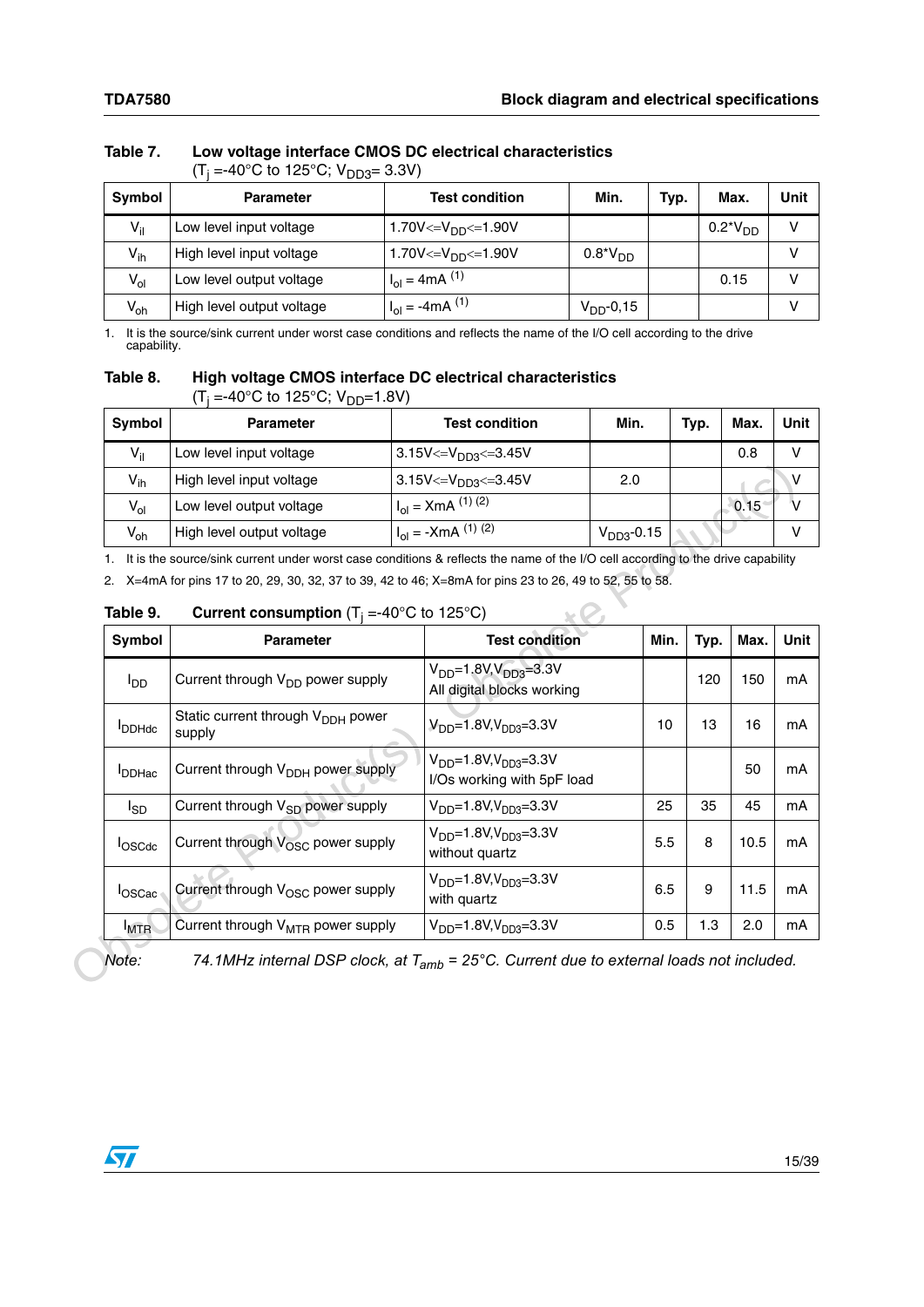Table 7. **Low voltage interface CMOS DC electrical characteristics**
($T_j$ =-40°C to 125°C; $V_{DD3}$= 3.3V)

| Symbol | Parameter | Test condition | Min. | Typ. | Max. | Unit |
|---|---|---|---|---|---|---|
| $V_{il}$ | Low level input voltage | 1.70V<=$V_{DD}$<=1.90V | | | 0.2*$V_{DD}$ | V |
| $V_{ih}$ | High level input voltage | 1.70V<=$V_{DD}$<=1.90V | 0.8*$V_{DD}$ | | | V |
| $V_{ol}$ | Low level output voltage | $I_{ol}$ = 4mA [1] | | | 0.15 | V |
| $V_{oh}$ | High level output voltage | $I_{ol}$ = -4mA [1] | $V_{DD}$-0,15 | | | V |

1. It is the source/sink current under worst case conditions and reflects the name of the I/O cell according to the drive capability.

Table 8. **High voltage CMOS interface DC electrical characteristics**
($T_j$ =-40°C to 125°C; $V_{DD}$=1.8V)

| Symbol | Parameter | Test condition | Min. | Typ. | Max. | Unit |
|---|---|---|---|---|---|---|
| $V_{il}$ | Low level input voltage | 3.15V<=$V_{DD3}$<=3.45V | | | 0.8 | V |
| $V_{ih}$ | High level input voltage | 3.15V<=$V_{DD3}$<=3.45V | 2.0 | | | V |
| $V_{ol}$ | Low level output voltage | $I_{ol}$ = XmA [1] [2] | | | 0.15 | V |
| $V_{oh}$ | High level output voltage | $I_{ol}$ = -XmA [1] [2] | $V_{DD3}$-0.15 | | | V |

1. It is the source/sink current under worst case conditions & reflects the name of the I/O cell according to the drive capability
2. X=4mA for pins 17 to 20, 29, 30, 32, 37 to 39, 42 to 46; X=8mA for pins 23 to 26, 49 to 52, 55 to 58.

Table 9. **Current consumption** ($T_j$ =-40°C to 125°C)

| Symbol | Parameter | Test condition | Min. | Typ. | Max. | Unit |
|---|---|---|---|---|---|---|
| $I_{DD}$ | Current through $V_{DD}$ power supply | $V_{DD}$=1.8V,$V_{DD3}$=3.3V All digital blocks working | | 120 | 150 | mA |
| $I_{DDHdc}$ | Static current through $V_{DDH}$ power supply | $V_{DD}$=1.8V,$V_{DD3}$=3.3V | 10 | 13 | 16 | mA |
| $I_{DDHac}$ | Current through $V_{DDH}$ power supply | $V_{DD}$=1.8V,$V_{DD3}$=3.3V I/Os working with 5pF load | | | 50 | mA |
| $I_{SD}$ | Current through $V_{SD}$ power supply | $V_{DD}$=1.8V,$V_{DD3}$=3.3V | 25 | 35 | 45 | mA |
| $I_{OSCdc}$ | Current through $V_{OSC}$ power supply | $V_{DD}$=1.8V,$V_{DD3}$=3.3V without quartz | 5.5 | 8 | 10.5 | mA |
| $I_{OSCac}$ | Current through $V_{OSC}$ power supply | $V_{DD}$=1.8V,$V_{DD3}$=3.3V with quartz | 6.5 | 9 | 11.5 | mA |
| $I_{MTR}$ | Current through $V_{MTR}$ power supply | $V_{DD}$=1.8V,$V_{DD3}$=3.3V | 0.5 | 1.3 | 2.0 | mA |

*Note: 74.1MHz internal DSP clock, at $T_{amb}$ = 25°C. Current due to external loads not included.*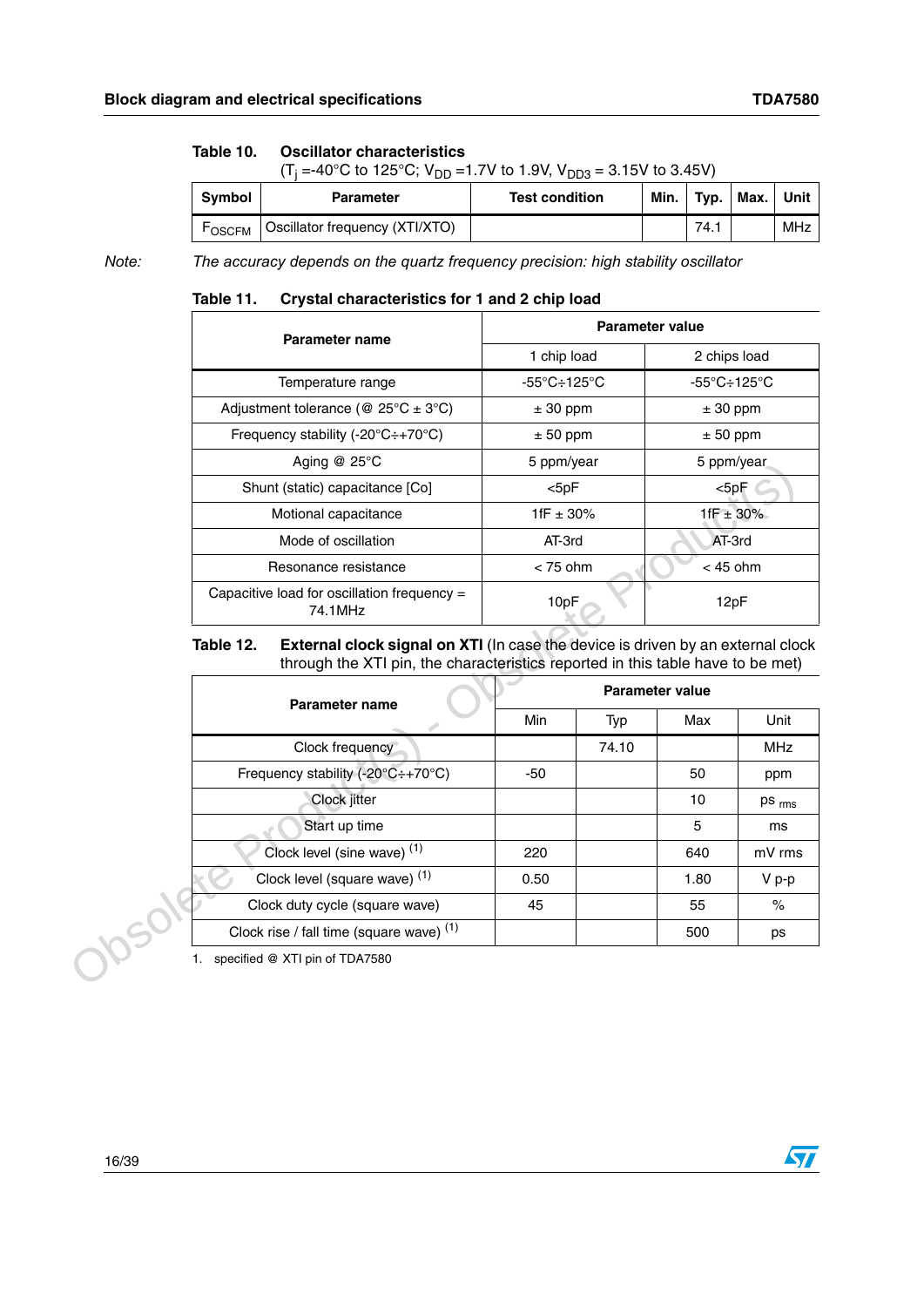**Table 10. Oscillator characteristics**
($T_j$ =-40°C to 125°C; $V_{DD}$ =1.7V to 1.9V, $V_{DD3}$ = 3.15V to 3.45V)

| Symbol | Parameter | Test condition | Min. | Typ. | Max. | Unit |
|---|---|---|---|---|---|---|
| $F_{OSCFM}$ | Oscillator frequency (XTI/XTO) | | | 74.1 | | MHz |

*Note: The accuracy depends on the quartz frequency precision: high stability oscillator*

**Table 11. Crystal characteristics for 1 and 2 chip load**

| Parameter name | Parameter value | |
|---|---|---|
| | 1 chip load | 2 chips load |
| Temperature range | -55°C÷125°C | -55°C÷125°C |
| Adjustment tolerance (@ 25°C ± 3°C) | ± 30 ppm | ± 30 ppm |
| Frequency stability (-20°C÷+70°C) | ± 50 ppm | ± 50 ppm |
| Aging @ 25°C | 5 ppm/year | 5 ppm/year |
| Shunt (static) capacitance [Co] | <5pF | <5pF |
| Motional capacitance | 1fF ± 30% | 1fF ± 30% |
| Mode of oscillation | AT-3rd | AT-3rd |
| Resonance resistance | < 75 ohm | < 45 ohm |
| Capacitive load for oscillation frequency = 74.1MHz | 10pF | 12pF |

**Table 12. External clock signal on XTI** (In case the device is driven by an external clock through the XTI pin, the characteristics reported in this table have to be met)

| Parameter name | Parameter value | | | |
|---|---|---|---|---|
| | Min | Typ | Max | Unit |
| Clock frequency | | 74.10 | | MHz |
| Frequency stability (-20°C÷+70°C) | -50 | | 50 | ppm |
| Clock jitter | | | 10 | $ps_{rms}$ |
| Start up time | | | 5 | ms |
| Clock level (sine wave) [(1)] | 220 | | 640 | mV rms |
| Clock level (square wave) [(1)] | 0.50 | | 1.80 | V p-p |
| Clock duty cycle (square wave) | 45 | | 55 | % |
| Clock rise / fall time (square wave) [(1)] | | | 500 | ps |

1. specified @ XTI pin of TDA7580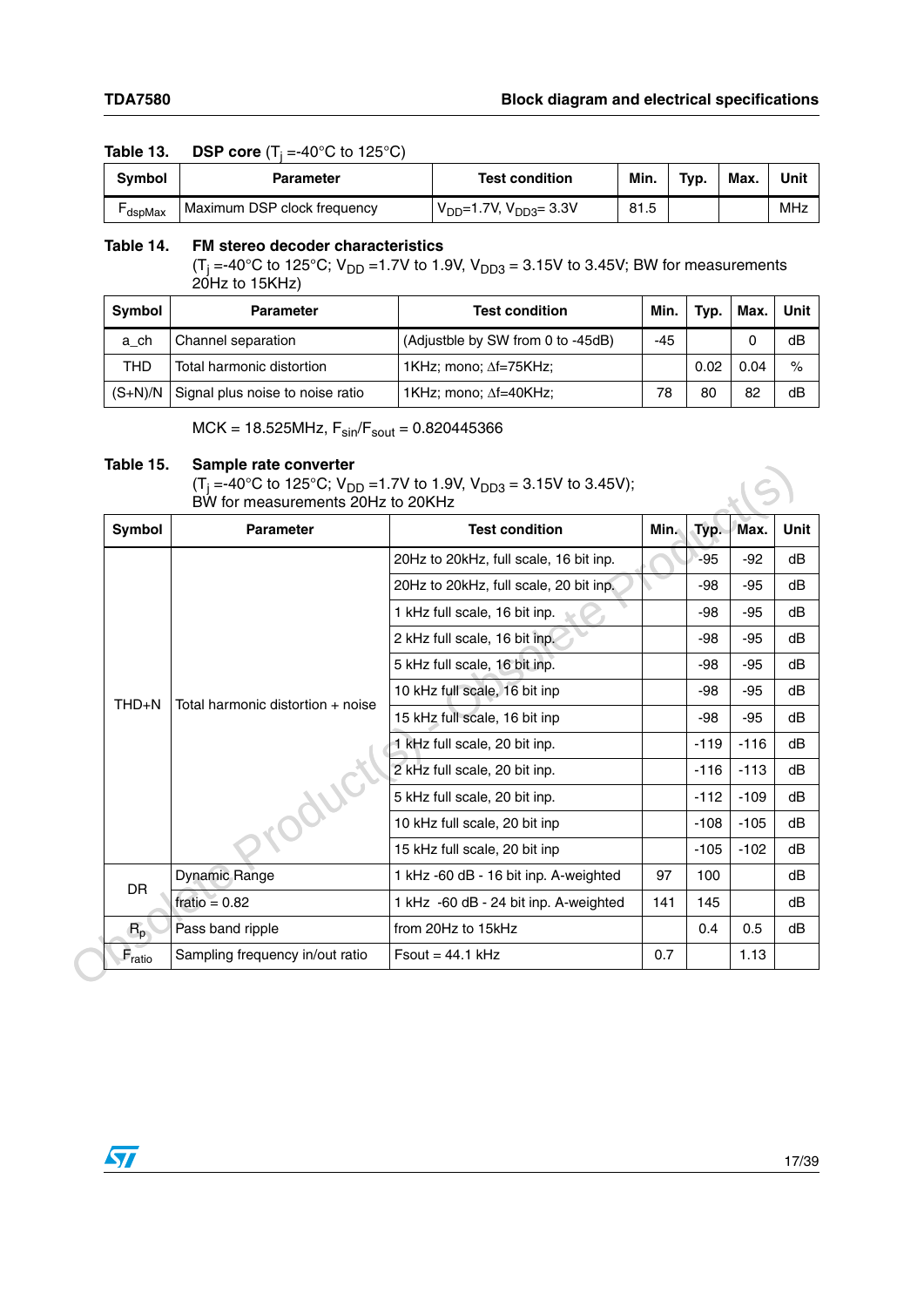**Table 13. DSP core ($T_j$ =-40°C to 125°C)**

| Symbol | Parameter | Test condition | Min. | Typ. | Max. | Unit |
|---|---|---|---|---|---|---|
| $F_{dspMax}$ | Maximum DSP clock frequency | $V_{DD}$=1.7V, $V_{DD3}$= 3.3V | 81.5 | | | MHz |

**Table 14. FM stereo decoder characteristics**
($T_j$ =-40°C to 125°C; $V_{DD}$ =1.7V to 1.9V, $V_{DD3}$ = 3.15V to 3.45V; BW for measurements 20Hz to 15KHz)

| Symbol | Parameter | Test condition | Min. | Typ. | Max. | Unit |
|---|---|---|---|---|---|---|
| a_ch | Channel separation | (Adjustble by SW from 0 to -45dB) | -45 | | 0 | dB |
| THD | Total harmonic distortion | 1KHz; mono; Δf=75KHz; | | 0.02 | 0.04 | % |
| (S+N)/N | Signal plus noise to noise ratio | 1KHz; mono; Δf=40KHz; | 78 | 80 | 82 | dB |

MCK = 18.525MHz, $F_{sin}/F_{sout}$ = 0.820445366

**Table 15. Sample rate converter**
($T_j$ =-40°C to 125°C; $V_{DD}$ =1.7V to 1.9V, $V_{DD3}$ = 3.15V to 3.45V);
BW for measurements 20Hz to 20KHz

| Symbol | Parameter | Test condition | Min. | Typ. | Max. | Unit |
|---|---|---|---|---|---|---|
| THD+N | Total harmonic distortion + noise | 20Hz to 20kHz, full scale, 16 bit inp. | | -95 | -92 | dB |
| | | 20Hz to 20kHz, full scale, 20 bit inp. | | -98 | -95 | dB |
| | | 1 kHz full scale, 16 bit inp. | | -98 | -95 | dB |
| | | 2 kHz full scale, 16 bit inp. | | -98 | -95 | dB |
| | | 5 kHz full scale, 16 bit inp. | | -98 | -95 | dB |
| | | 10 kHz full scale, 16 bit inp | | -98 | -95 | dB |
| | | 15 kHz full scale, 16 bit inp | | -98 | -95 | dB |
| | | 1 kHz full scale, 20 bit inp. | | -119 | -116 | dB |
| | | 2 kHz full scale, 20 bit inp. | | -116 | -113 | dB |
| | | 5 kHz full scale, 20 bit inp. | | -112 | -109 | dB |
| | | 10 kHz full scale, 20 bit inp | | -108 | -105 | dB |
| | | 15 kHz full scale, 20 bit inp | | -105 | -102 | dB |
| DR | Dynamic Range | 1 kHz -60 dB - 16 bit inp. A-weighted | 97 | 100 | | dB |
| | fratio = 0.82 | 1 kHz -60 dB - 24 bit inp. A-weighted | 141 | 145 | | dB |
| $R_p$ | Pass band ripple | from 20Hz to 15kHz | | 0.4 | 0.5 | dB |
| $F_{ratio}$ | Sampling frequency in/out ratio | Fsout = 44.1 kHz | 0.7 | | 1.13 | |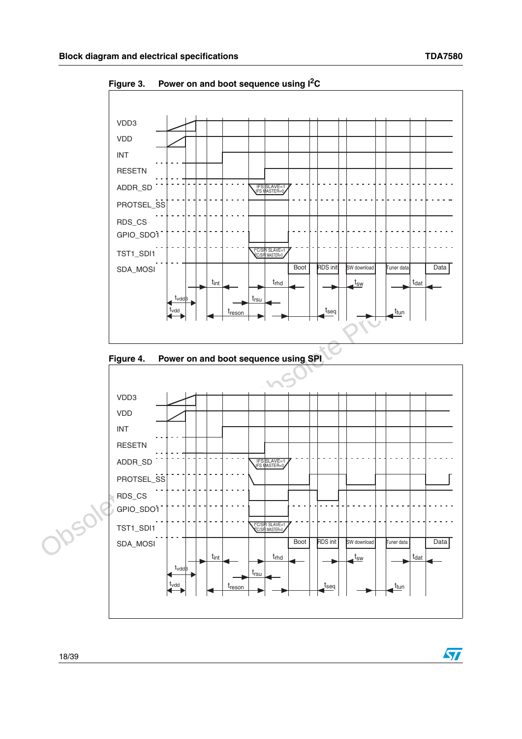**Figure 3. Power on and boot sequence using $I^2C$**

**Figure 4. Power on and boot sequence using SPI**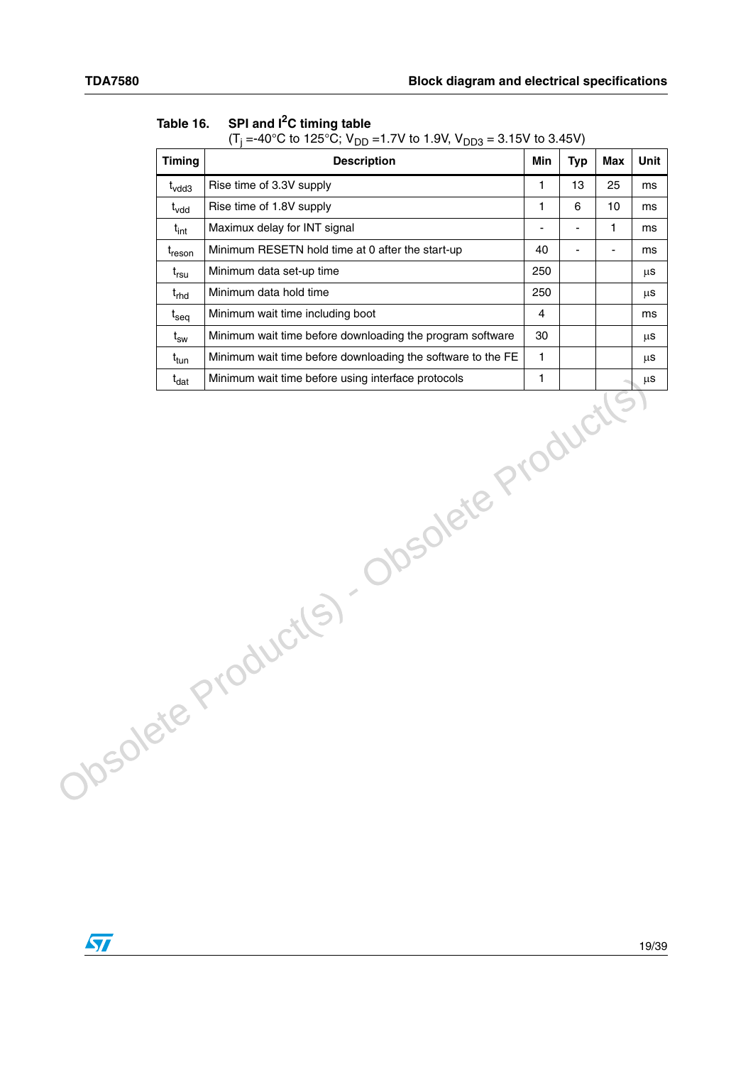Table 16. SPI and $I^2C$ timing table
($T_j$ =-40°C to 125°C; $V_{DD}$ =1.7V to 1.9V, $V_{DD3}$ = 3.15V to 3.45V)

| Timing | Description | Min | Typ | Max | Unit |
|---|---|---|---|---|---|
| $t_{vdd3}$ | Rise time of 3.3V supply | 1 | 13 | 25 | ms |
| $t_{vdd}$ | Rise time of 1.8V supply | 1 | 6 | 10 | ms |
| $t_{int}$ | Maximux delay for INT signal | - | - | 1 | ms |
| $t_{reson}$ | Minimum RESETN hold time at 0 after the start-up | 40 | - | - | ms |
| $t_{rsu}$ | Minimum data set-up time | 250 | | | µs |
| $t_{rhd}$ | Minimum data hold time | 250 | | | µs |
| $t_{seq}$ | Minimum wait time including boot | 4 | | | ms |
| $t_{sw}$ | Minimum wait time before downloading the program software | 30 | | | µs |
| $t_{tun}$ | Minimum wait time before downloading the software to the FE | 1 | | | µs |
| $t_{dat}$ | Minimum wait time before using interface protocols | 1 | | | µs |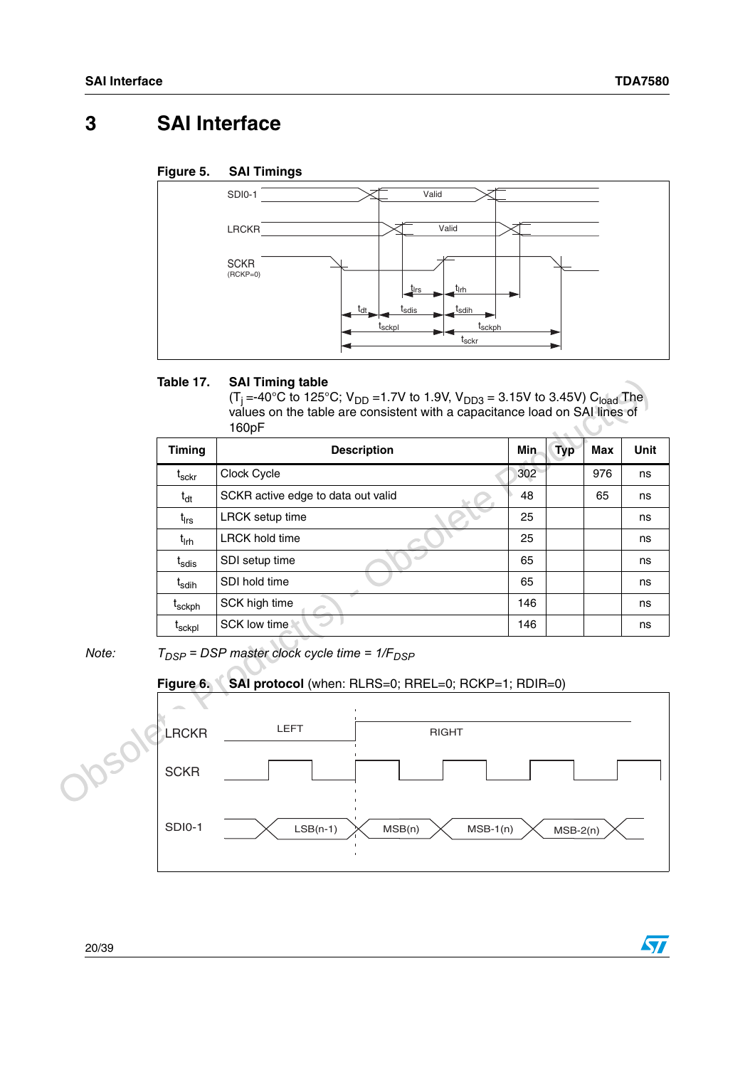// 3 SAI Interface

**Figure 5. SAI Timings**

**Table 17. SAI Timing table**
($T_j$ =-40°C to 125°C; $V_{DD}$ =1.7V to 1.9V, $V_{DD3}$ = 3.15V to 3.45V) $C_{load}$ The values on the table are consistent with a capacitance load on SAI lines of 160pF

| Timing | Description | Min | Typ | Max | Unit |
|---|---|---|---|---|---|
| $t_{sckr}$ | Clock Cycle | 302 | | 976 | ns |
| $t_{dt}$ | SCKR active edge to data out valid | 48 | | 65 | ns |
| $t_{lrs}$ | LRCK setup time | 25 | | | ns |
| $t_{lrh}$ | LRCK hold time | 25 | | | ns |
| $t_{sdis}$ | SDI setup time | 65 | | | ns |
| $t_{sdih}$ | SDI hold time | 65 | | | ns |
| $t_{sckph}$ | SCK high time | 146 | | | ns |
| $t_{sckpl}$ | SCK low time | 146 | | | ns |

*Note:* *$T_{DSP}$ = DSP master clock cycle time = $1/F_{DSP}$*

**Figure 6. SAI protocol** (when: RLRS=0; RREL=0; RCKP=1; RDIR=0)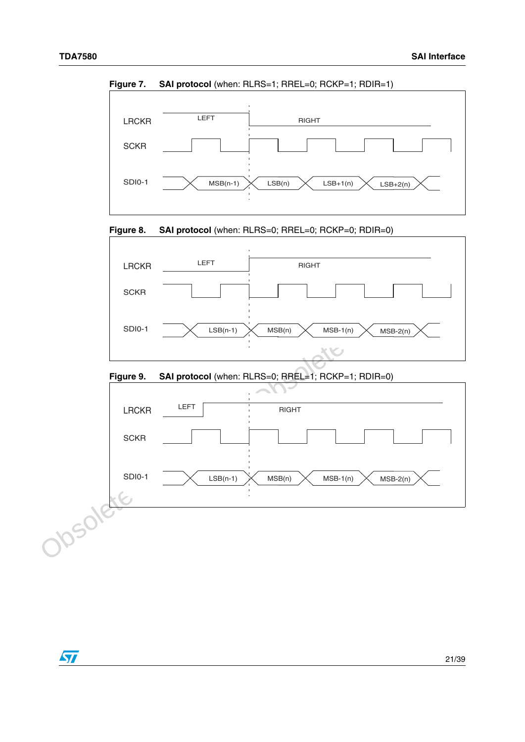**Figure 7.** **SAI protocol** (when: RLRS=1; RREL=0; RCKP=1; RDIR=1)

LRCKR — LEFT, RIGHT

SCKR

SDI0-1 — MSB(n-1), LSB(n), LSB+1(n), LSB+2(n)

**Figure 8.** **SAI protocol** (when: RLRS=0; RREL=0; RCKP=0; RDIR=0)

LRCKR — LEFT, RIGHT

SCKR

SDI0-1 — LSB(n-1), MSB(n), MSB-1(n), MSB-2(n)

**Figure 9.** **SAI protocol** (when: RLRS=0; RREL=1; RCKP=1; RDIR=0)

LRCKR — LEFT, RIGHT

SCKR

SDI0-1 — LSB(n-1), MSB(n), MSB-1(n), MSB-2(n)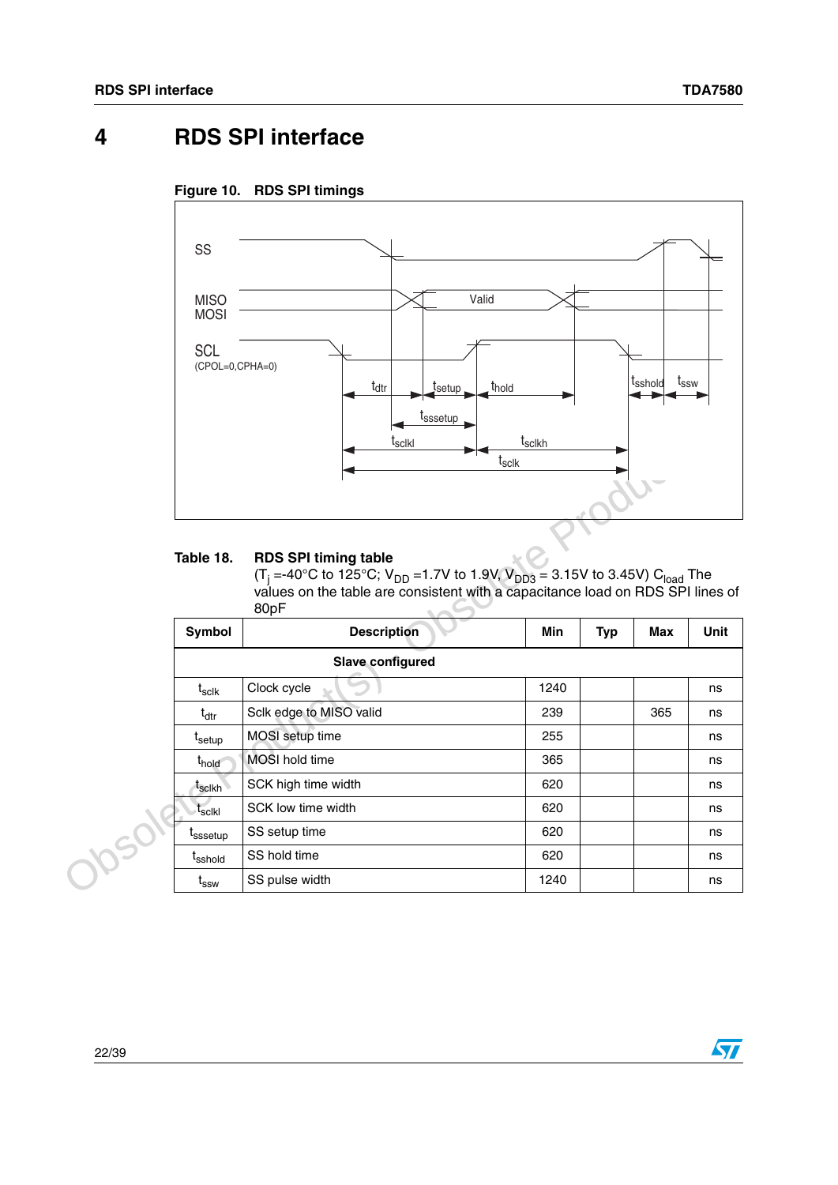# 4 RDS SPI interface

Figure 10. RDS SPI timings

Table 18. RDS SPI timing table
($T_j$ =-40°C to 125°C; $V_{DD}$ =1.7V to 1.9V; $V_{DD3}$ = 3.15V to 3.45V) $C_{load}$ The values on the table are consistent with a capacitance load on RDS SPI lines of 80pF

| Symbol | Description | Min | Typ | Max | Unit |
|---|---|---|---|---|---|
| | **Slave configured** | | | | |
| $t_{sclk}$ | Clock cycle | 1240 | | | ns |
| $t_{dtr}$ | Sclk edge to MISO valid | 239 | | 365 | ns |
| $t_{setup}$ | MOSI setup time | 255 | | | ns |
| $t_{hold}$ | MOSI hold time | 365 | | | ns |
| $t_{sclkh}$ | SCK high time width | 620 | | | ns |
| $t_{sclkl}$ | SCK low time width | 620 | | | ns |
| $t_{sssetup}$ | SS setup time | 620 | | | ns |
| $t_{sshold}$ | SS hold time | 620 | | | ns |
| $t_{ssw}$ | SS pulse width | 1240 | | | ns |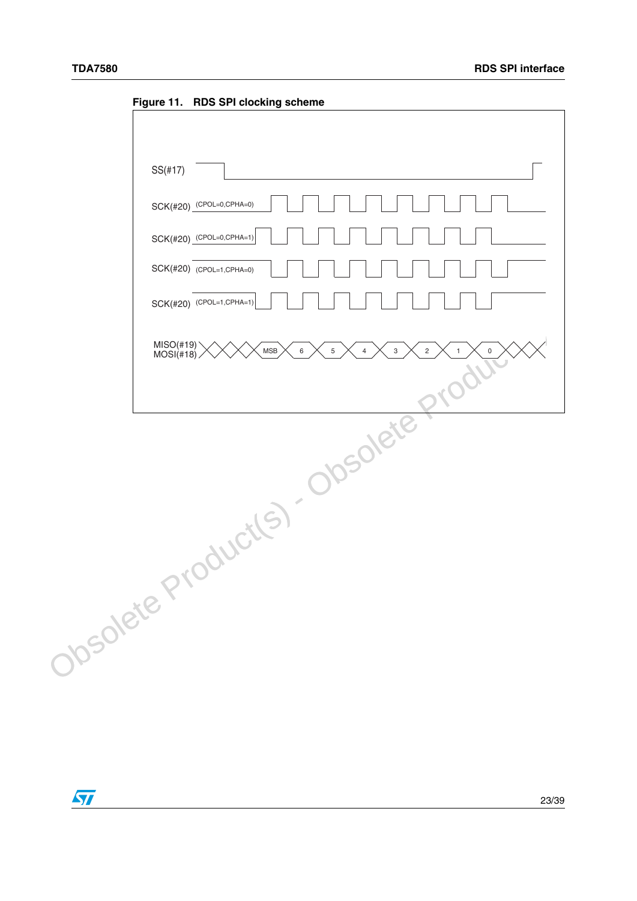Figure 11. RDS SPI clocking scheme

SS(#17)

SCK(#20) (CPOL=0,CPHA=0)

SCK(#20) (CPOL=0,CPHA=1)

SCK(#20) (CPOL=1,CPHA=0)

SCK(#20) (CPOL=1,CPHA=1)

MISO(#19)
MOSI(#18)

MSB 6 5 4 3 2 1 0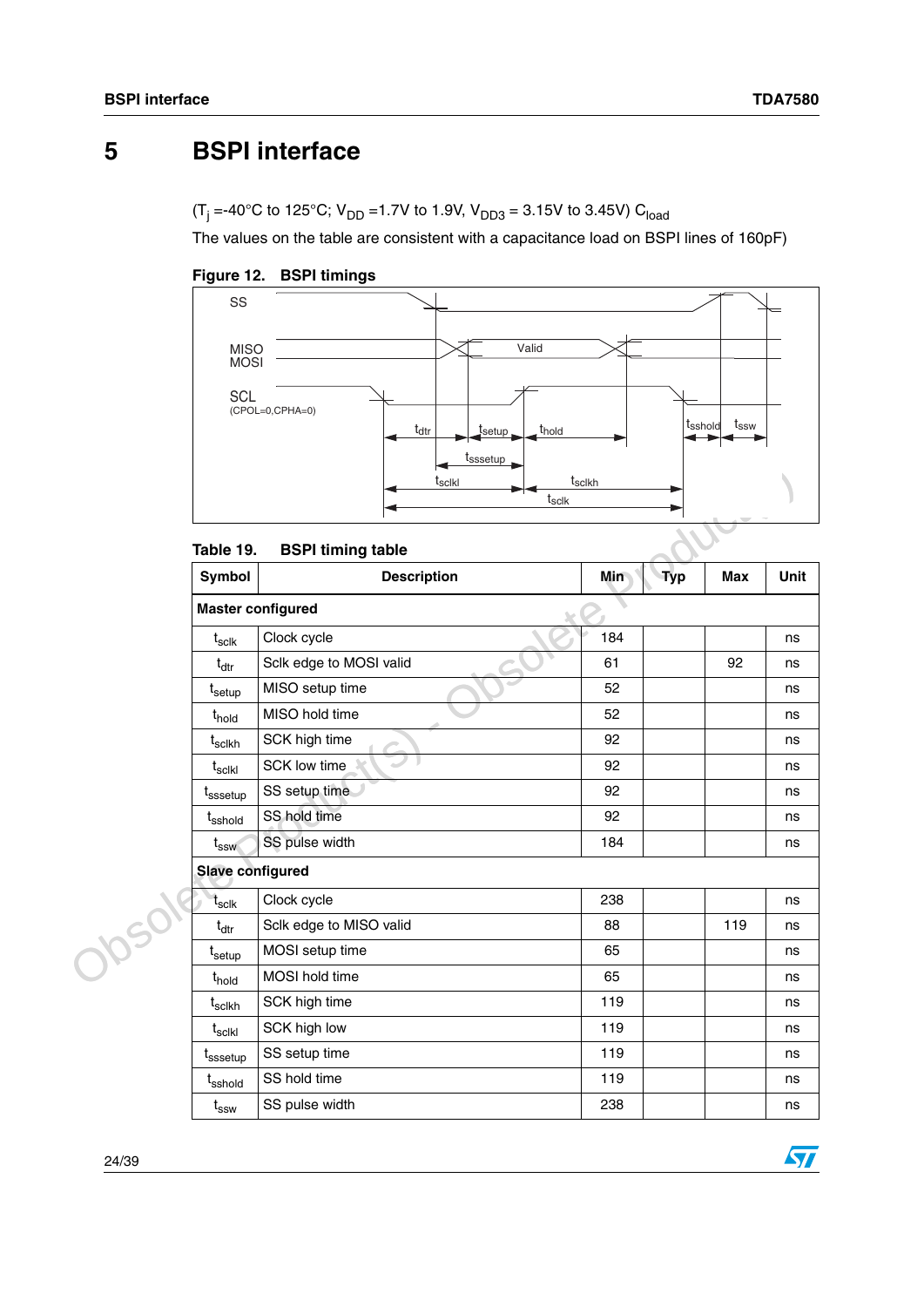# 5 BSPI interface

($T_j$ =-40°C to 125°C; $V_{DD}$ =1.7V to 1.9V, $V_{DD3}$ = 3.15V to 3.45V) $C_{load}$

The values on the table are consistent with a capacitance load on BSPI lines of 160pF)

**Figure 12. BSPI timings**

**Table 19. BSPI timing table**

| Symbol | Description | Min | Typ | Max | Unit |
|---|---|---|---|---|---|
| **Master configured** | | | | | |
| $t_{sclk}$ | Clock cycle | 184 | | | ns |
| $t_{dtr}$ | Sclk edge to MOSI valid | 61 | | 92 | ns |
| $t_{setup}$ | MISO setup time | 52 | | | ns |
| $t_{hold}$ | MISO hold time | 52 | | | ns |
| $t_{sclkh}$ | SCK high time | 92 | | | ns |
| $t_{sclkl}$ | SCK low time | 92 | | | ns |
| $t_{sssetup}$ | SS setup time | 92 | | | ns |
| $t_{sshold}$ | SS hold time | 92 | | | ns |
| $t_{ssw}$ | SS pulse width | 184 | | | ns |
| **Slave configured** | | | | | |
| $t_{sclk}$ | Clock cycle | 238 | | | ns |
| $t_{dtr}$ | Sclk edge to MISO valid | 88 | | 119 | ns |
| $t_{setup}$ | MOSI setup time | 65 | | | ns |
| $t_{hold}$ | MOSI hold time | 65 | | | ns |
| $t_{sclkh}$ | SCK high time | 119 | | | ns |
| $t_{sclkl}$ | SCK high low | 119 | | | ns |
| $t_{sssetup}$ | SS setup time | 119 | | | ns |
| $t_{sshold}$ | SS hold time | 119 | | | ns |
| $t_{ssw}$ | SS pulse width | 238 | | | ns |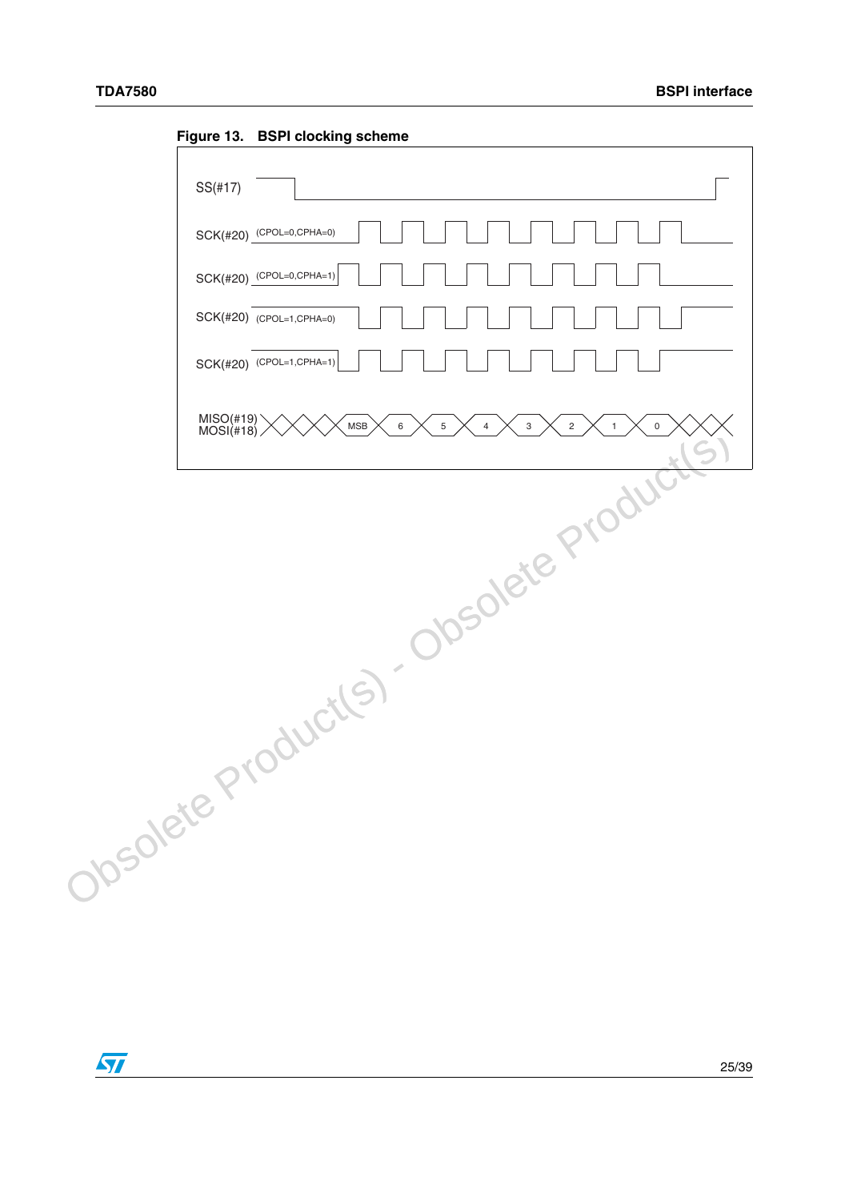Figure 13. BSPI clocking scheme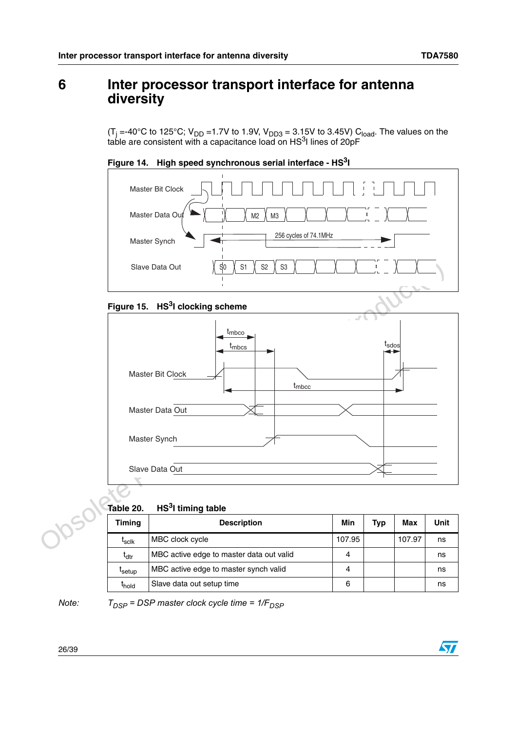# 6 Inter processor transport interface for antenna diversity

($T_j$ =-40°C to 125°C; $V_{DD}$ =1.7V to 1.9V, $V_{DD3}$ = 3.15V to 3.45V) $C_{load}$. The values on the table are consistent with a capacitance load on HS$^3$I lines of 20pF

**Figure 14. High speed synchronous serial interface - HS$^3$I**

**Figure 15. HS$^3$I clocking scheme**

**Table 20. HS$^3$I timing table**

| Timing | Description | Min | Typ | Max | Unit |
|---|---|---|---|---|---|
| $t_{sclk}$ | MBC clock cycle | 107.95 | | 107.97 | ns |
| $t_{dtr}$ | MBC active edge to master data out valid | 4 | | | ns |
| $t_{setup}$ | MBC active edge to master synch valid | 4 | | | ns |
| $t_{hold}$ | Slave data out setup time | 6 | | | ns |

Note: *$T_{DSP}$ = DSP master clock cycle time = 1/$F_{DSP}$*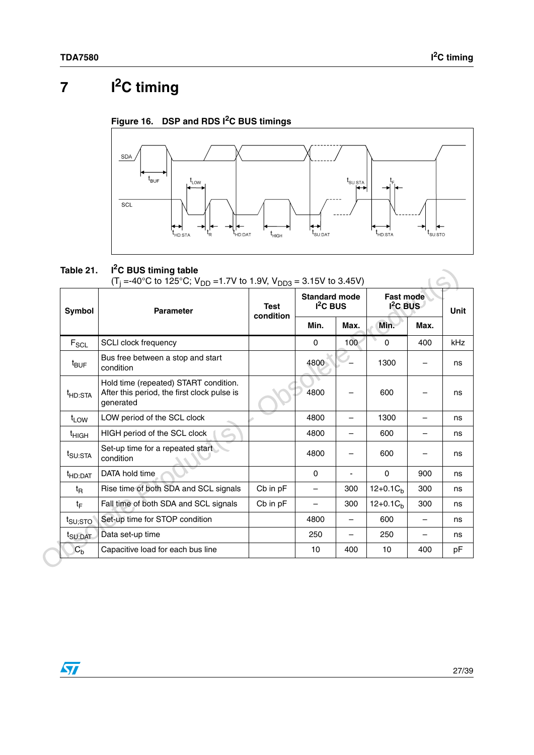# 7 $I^2C$ timing

**Figure 16. DSP and RDS $I^2C$ BUS timings**

**Table 21. $I^2C$ BUS timing table**
($T_j$ =-40°C to 125°C; $V_{DD}$ =1.7V to 1.9V, $V_{DD3}$ = 3.15V to 3.45V)

| Symbol | Parameter | Test condition | Standard mode $I^2C$ BUS | | Fast mode $I^2C$ BUS | | Unit |
|---|---|---|---|---|---|---|---|
| | | | Min. | Max. | Min. | Max. | |
| $F_{SCL}$ | SCLl clock frequency | | 0 | 100 | 0 | 400 | kHz |
| $t_{BUF}$ | Bus free between a stop and start condition | | 4800 | – | 1300 | – | ns |
| $t_{HD:STA}$ | Hold time (repeated) START condition. After this period, the first clock pulse is generated | | 4800 | – | 600 | – | ns |
| $t_{LOW}$ | LOW period of the SCL clock | | 4800 | – | 1300 | – | ns |
| $t_{HIGH}$ | HIGH period of the SCL clock | | 4800 | – | 600 | – | ns |
| $t_{SU:STA}$ | Set-up time for a repeated start condition | | 4800 | – | 600 | – | ns |
| $t_{HD:DAT}$ | DATA hold time | | 0 | - | 0 | 900 | ns |
| $t_R$ | Rise time of both SDA and SCL signals | Cb in pF | – | 300 | $12+0.1C_b$ | 300 | ns |
| $t_F$ | Fall time of both SDA and SCL signals | Cb in pF | – | 300 | $12+0.1C_b$ | 300 | ns |
| $t_{SU;STO}$ | Set-up time for STOP condition | | 4800 | – | 600 | – | ns |
| $t_{SU:DAT}$ | Data set-up time | | 250 | – | 250 | – | ns |
| $C_b$ | Capacitive load for each bus line | | 10 | 400 | 10 | 400 | pF |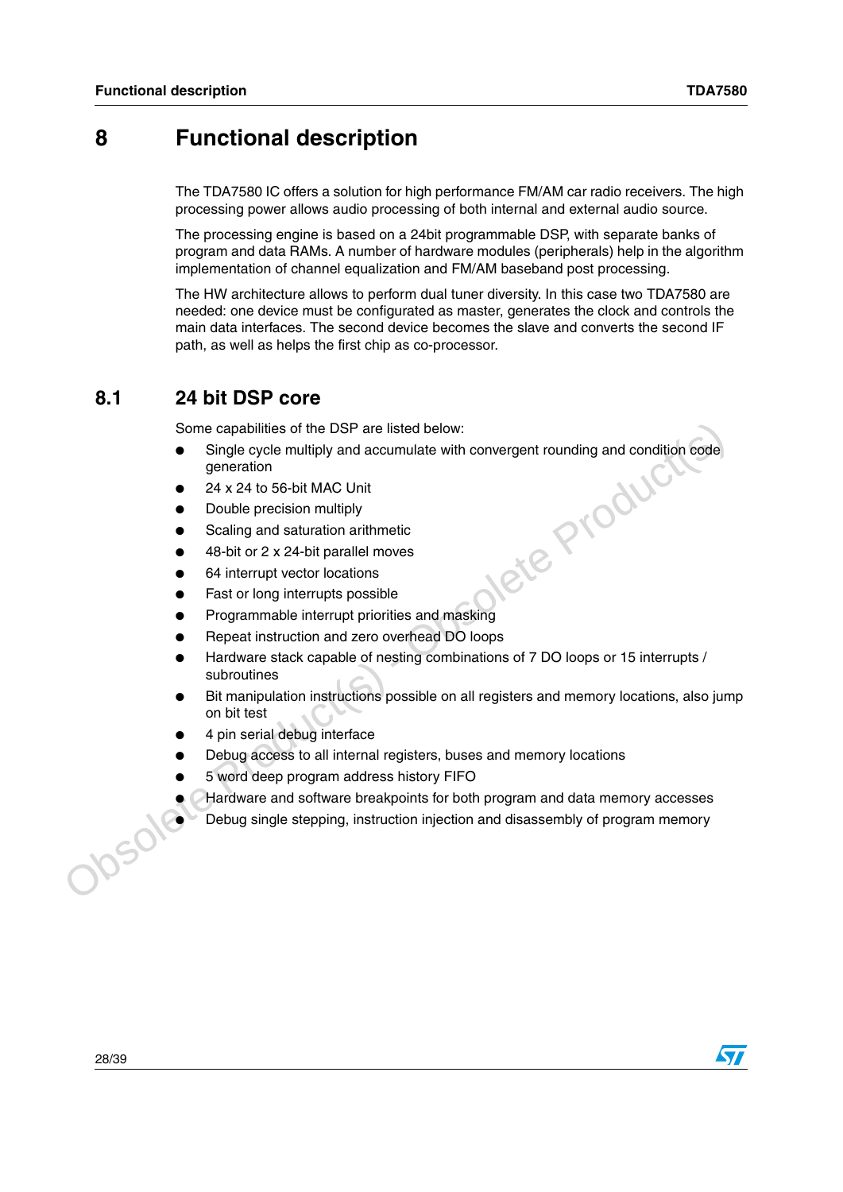# 8 Functional description

The TDA7580 IC offers a solution for high performance FM/AM car radio receivers. The high processing power allows audio processing of both internal and external audio source.

The processing engine is based on a 24bit programmable DSP, with separate banks of program and data RAMs. A number of hardware modules (peripherals) help in the algorithm implementation of channel equalization and FM/AM baseband post processing.

The HW architecture allows to perform dual tuner diversity. In this case two TDA7580 are needed: one device must be configurated as master, generates the clock and controls the main data interfaces. The second device becomes the slave and converts the second IF path, as well as helps the first chip as co-processor.

## 8.1 24 bit DSP core

Some capabilities of the DSP are listed below:

- Single cycle multiply and accumulate with convergent rounding and condition code generation
- 24 x 24 to 56-bit MAC Unit
- Double precision multiply
- Scaling and saturation arithmetic
- 48-bit or 2 x 24-bit parallel moves
- 64 interrupt vector locations
- Fast or long interrupts possible
- Programmable interrupt priorities and masking
- Repeat instruction and zero overhead DO loops
- Hardware stack capable of nesting combinations of 7 DO loops or 15 interrupts / subroutines
- Bit manipulation instructions possible on all registers and memory locations, also jump on bit test
- 4 pin serial debug interface
- Debug access to all internal registers, buses and memory locations
- 5 word deep program address history FIFO
- Hardware and software breakpoints for both program and data memory accesses
- Debug single stepping, instruction injection and disassembly of program memory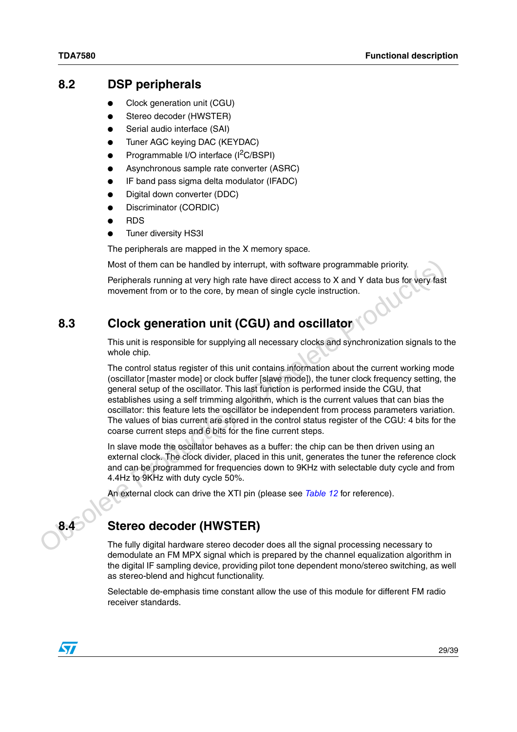## 8.2 DSP peripherals

- Clock generation unit (CGU)
- Stereo decoder (HWSTER)
- Serial audio interface (SAI)
- Tuner AGC keying DAC (KEYDAC)
- Programmable I/O interface ($I^2C$/BSPI)
- Asynchronous sample rate converter (ASRC)
- IF band pass sigma delta modulator (IFADC)
- Digital down converter (DDC)
- Discriminator (CORDIC)
- RDS
- Tuner diversity HS3I

The peripherals are mapped in the X memory space.

Most of them can be handled by interrupt, with software programmable priority.

Peripherals running at very high rate have direct access to X and Y data bus for very fast movement from or to the core, by mean of single cycle instruction.

## 8.3 Clock generation unit (CGU) and oscillator

This unit is responsible for supplying all necessary clocks and synchronization signals to the whole chip.

The control status register of this unit contains information about the current working mode (oscillator [master mode] or clock buffer [slave mode]), the tuner clock frequency setting, the general setup of the oscillator. This last function is performed inside the CGU, that establishes using a self trimming algorithm, which is the current values that can bias the oscillator: this feature lets the oscillator be independent from process parameters variation. The values of bias current are stored in the control status register of the CGU: 4 bits for the coarse current steps and 6 bits for the fine current steps.

In slave mode the oscillator behaves as a buffer: the chip can be then driven using an external clock. The clock divider, placed in this unit, generates the tuner the reference clock and can be programmed for frequencies down to 9KHz with selectable duty cycle and from 4.4Hz to 9KHz with duty cycle 50%.

An external clock can drive the XTI pin (please see *Table 12* for reference).

## 8.4 Stereo decoder (HWSTER)

The fully digital hardware stereo decoder does all the signal processing necessary to demodulate an FM MPX signal which is prepared by the channel equalization algorithm in the digital IF sampling device, providing pilot tone dependent mono/stereo switching, as well as stereo-blend and highcut functionality.

Selectable de-emphasis time constant allow the use of this module for different FM radio receiver standards.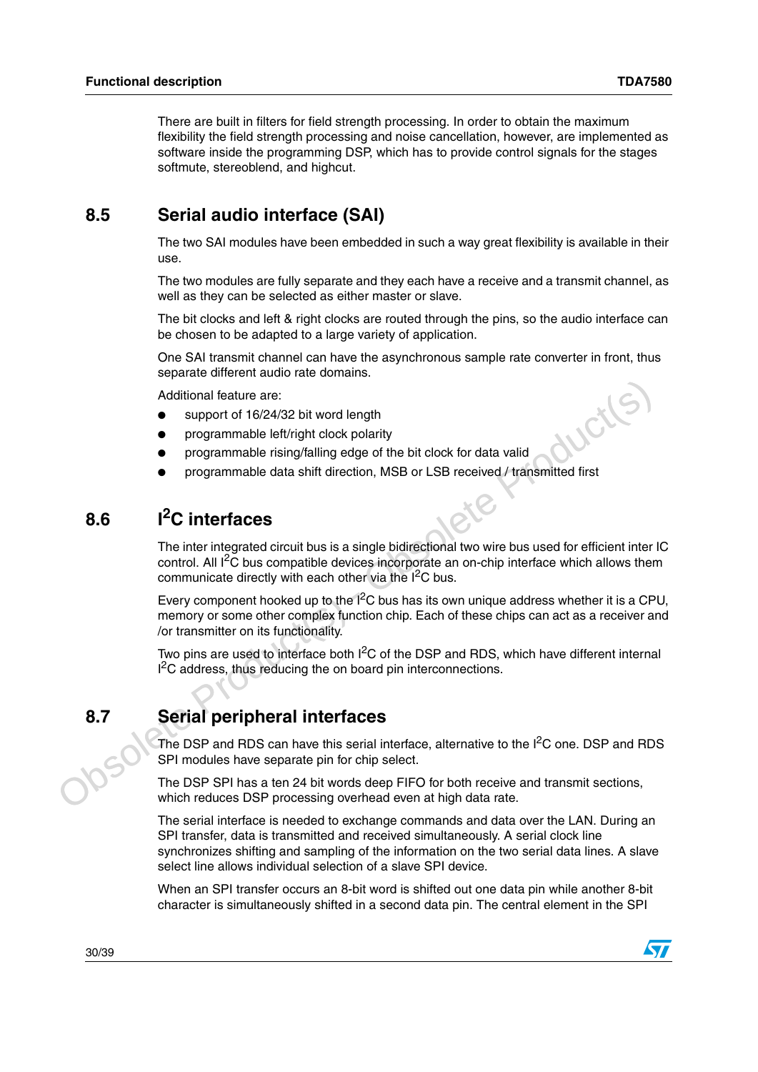There are built in filters for field strength processing. In order to obtain the maximum flexibility the field strength processing and noise cancellation, however, are implemented as software inside the programming DSP, which has to provide control signals for the stages softmute, stereoblend, and highcut.

## 8.5 Serial audio interface (SAI)

The two SAI modules have been embedded in such a way great flexibility is available in their use.

The two modules are fully separate and they each have a receive and a transmit channel, as well as they can be selected as either master or slave.

The bit clocks and left & right clocks are routed through the pins, so the audio interface can be chosen to be adapted to a large variety of application.

One SAI transmit channel can have the asynchronous sample rate converter in front, thus separate different audio rate domains.

Additional feature are:

- support of 16/24/32 bit word length
- programmable left/right clock polarity
- programmable rising/falling edge of the bit clock for data valid
- programmable data shift direction, MSB or LSB received / transmitted first

## 8.6 $I^2C$ interfaces

The inter integrated circuit bus is a single bidirectional two wire bus used for efficient inter IC control. All $I^2C$ bus compatible devices incorporate an on-chip interface which allows them communicate directly with each other via the $I^2C$ bus.

Every component hooked up to the $I^2C$ bus has its own unique address whether it is a CPU, memory or some other complex function chip. Each of these chips can act as a receiver and /or transmitter on its functionality.

Two pins are used to interface both $I^2C$ of the DSP and RDS, which have different internal $I^2C$ address, thus reducing the on board pin interconnections.

## 8.7 Serial peripheral interfaces

The DSP and RDS can have this serial interface, alternative to the $I^2C$ one. DSP and RDS SPI modules have separate pin for chip select.

The DSP SPI has a ten 24 bit words deep FIFO for both receive and transmit sections, which reduces DSP processing overhead even at high data rate.

The serial interface is needed to exchange commands and data over the LAN. During an SPI transfer, data is transmitted and received simultaneously. A serial clock line synchronizes shifting and sampling of the information on the two serial data lines. A slave select line allows individual selection of a slave SPI device.

When an SPI transfer occurs an 8-bit word is shifted out one data pin while another 8-bit character is simultaneously shifted in a second data pin. The central element in the SPI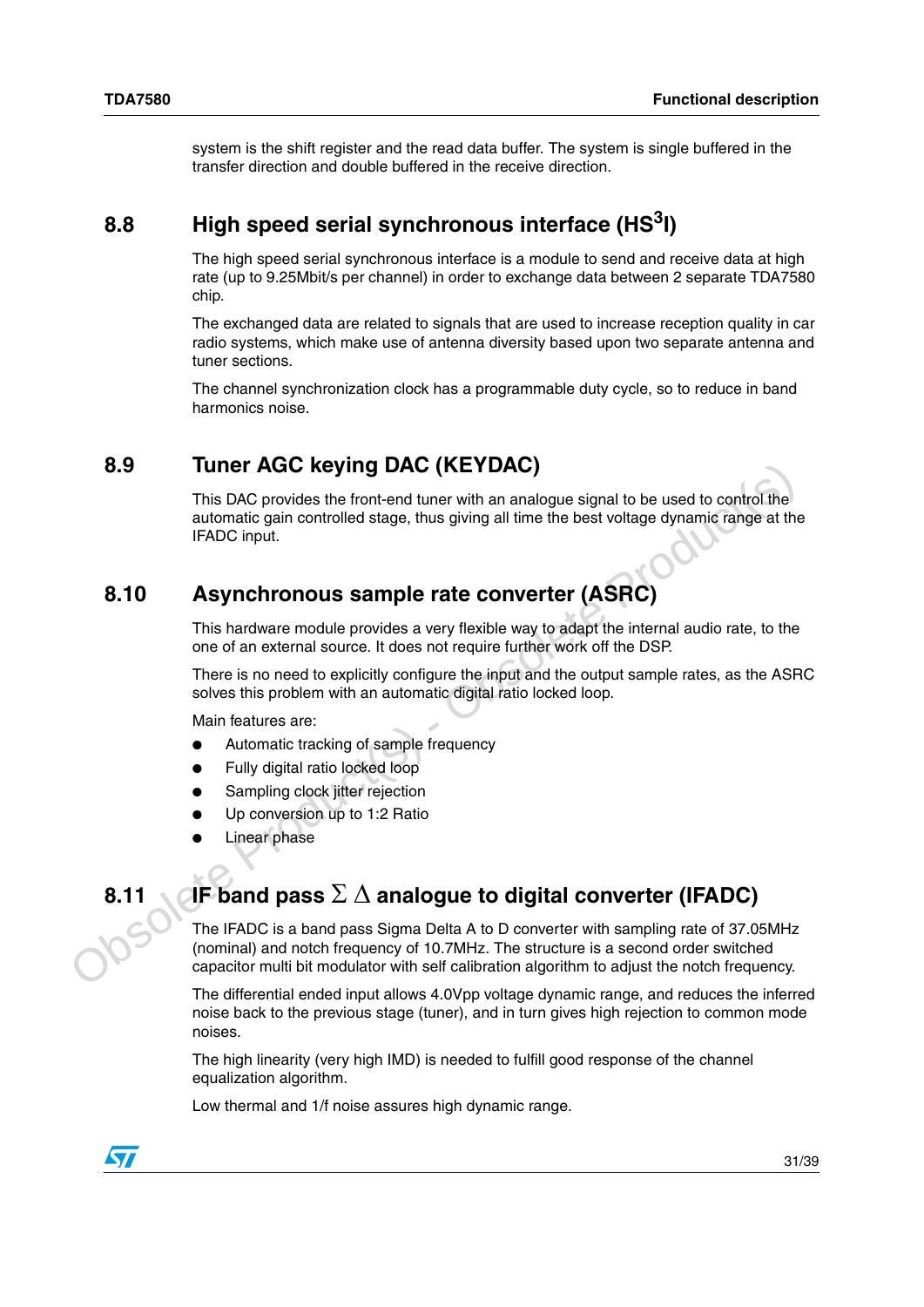system is the shift register and the read data buffer. The system is single buffered in the transfer direction and double buffered in the receive direction.

## 8.8 High speed serial synchronous interface (HS$^3$I)

The high speed serial synchronous interface is a module to send and receive data at high rate (up to 9.25Mbit/s per channel) in order to exchange data between 2 separate TDA7580 chip.

The exchanged data are related to signals that are used to increase reception quality in car radio systems, which make use of antenna diversity based upon two separate antenna and tuner sections.

The channel synchronization clock has a programmable duty cycle, so to reduce in band harmonics noise.

## 8.9 Tuner AGC keying DAC (KEYDAC)

This DAC provides the front-end tuner with an analogue signal to be used to control the automatic gain controlled stage, thus giving all time the best voltage dynamic range at the IFADC input.

## 8.10 Asynchronous sample rate converter (ASRC)

This hardware module provides a very flexible way to adapt the internal audio rate, to the one of an external source. It does not require further work off the DSP.

There is no need to explicitly configure the input and the output sample rates, as the ASRC solves this problem with an automatic digital ratio locked loop.

Main features are:

- Automatic tracking of sample frequency
- Fully digital ratio locked loop
- Sampling clock jitter rejection
- Up conversion up to 1:2 Ratio
- Linear phase

## 8.11 IF band pass $\Sigma$ $\Delta$ analogue to digital converter (IFADC)

The IFADC is a band pass Sigma Delta A to D converter with sampling rate of 37.05MHz (nominal) and notch frequency of 10.7MHz. The structure is a second order switched capacitor multi bit modulator with self calibration algorithm to adjust the notch frequency.

The differential ended input allows 4.0Vpp voltage dynamic range, and reduces the inferred noise back to the previous stage (tuner), and in turn gives high rejection to common mode noises.

The high linearity (very high IMD) is needed to fulfill good response of the channel equalization algorithm.

Low thermal and 1/f noise assures high dynamic range.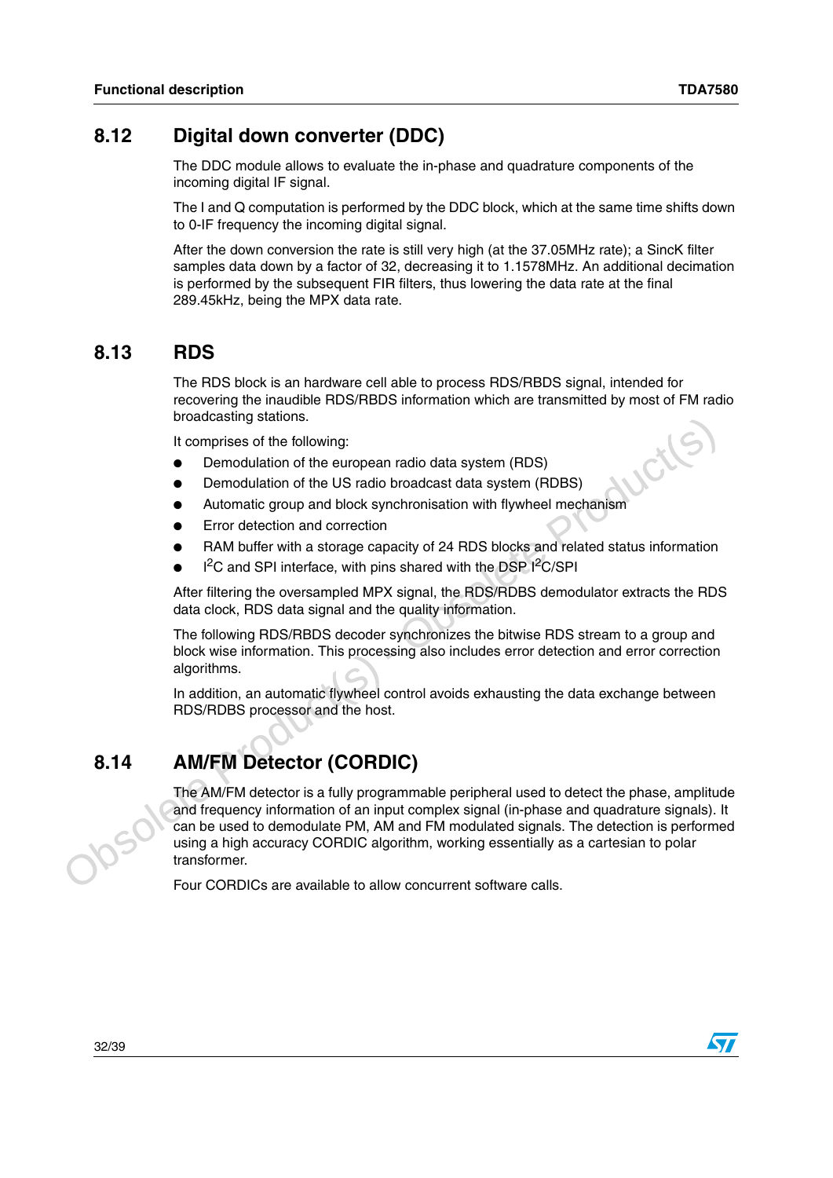## 8.12 Digital down converter (DDC)

The DDC module allows to evaluate the in-phase and quadrature components of the incoming digital IF signal.

The I and Q computation is performed by the DDC block, which at the same time shifts down to 0-IF frequency the incoming digital signal.

After the down conversion the rate is still very high (at the 37.05MHz rate); a SincK filter samples data down by a factor of 32, decreasing it to 1.1578MHz. An additional decimation is performed by the subsequent FIR filters, thus lowering the data rate at the final 289.45kHz, being the MPX data rate.

## 8.13 RDS

The RDS block is an hardware cell able to process RDS/RBDS signal, intended for recovering the inaudible RDS/RBDS information which are transmitted by most of FM radio broadcasting stations.

It comprises of the following:

- Demodulation of the european radio data system (RDS)
- Demodulation of the US radio broadcast data system (RDBS)
- Automatic group and block synchronisation with flywheel mechanism
- Error detection and correction
- RAM buffer with a storage capacity of 24 RDS blocks and related status information
- $I^2C$ and SPI interface, with pins shared with the DSP $I^2C$/SPI

After filtering the oversampled MPX signal, the RDS/RDBS demodulator extracts the RDS data clock, RDS data signal and the quality information.

The following RDS/RBDS decoder synchronizes the bitwise RDS stream to a group and block wise information. This processing also includes error detection and error correction algorithms.

In addition, an automatic flywheel control avoids exhausting the data exchange between RDS/RDBS processor and the host.

## 8.14 AM/FM Detector (CORDIC)

The AM/FM detector is a fully programmable peripheral used to detect the phase, amplitude and frequency information of an input complex signal (in-phase and quadrature signals). It can be used to demodulate PM, AM and FM modulated signals. The detection is performed using a high accuracy CORDIC algorithm, working essentially as a cartesian to polar transformer.

Four CORDICs are available to allow concurrent software calls.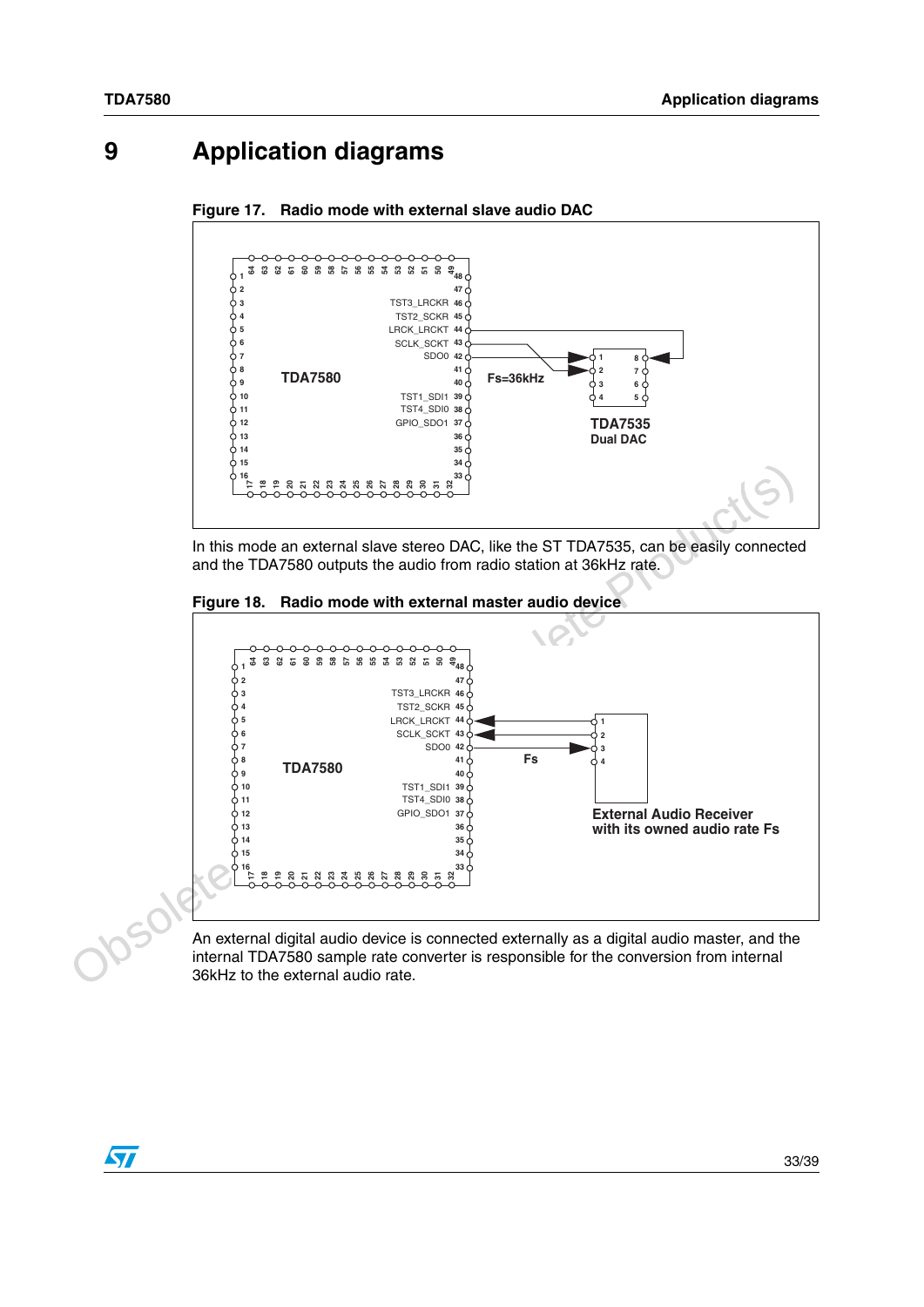# 9 Application diagrams

**Figure 17. Radio mode with external slave audio DAC**

In this mode an external slave stereo DAC, like the ST TDA7535, can be easily connected and the TDA7580 outputs the audio from radio station at 36kHz rate.

**Figure 18. Radio mode with external master audio device**

An external digital audio device is connected externally as a digital audio master, and the internal TDA7580 sample rate converter is responsible for the conversion from internal 36kHz to the external audio rate.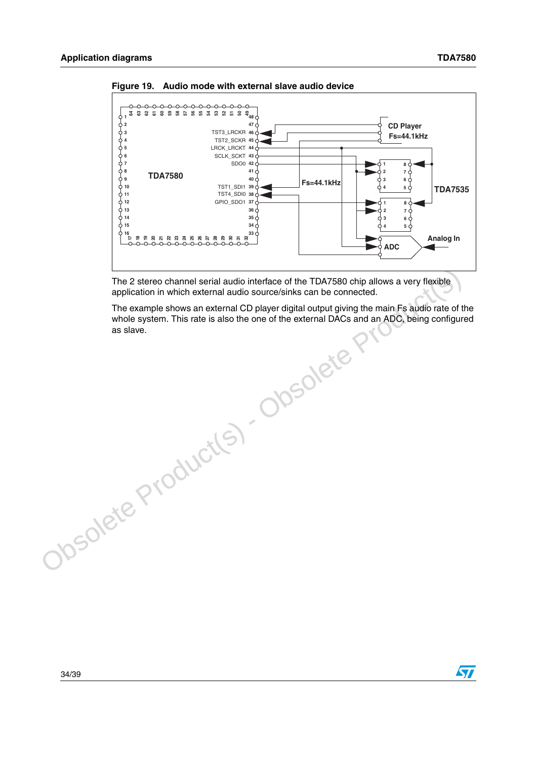**Figure 19. Audio mode with external slave audio device**

The 2 stereo channel serial audio interface of the TDA7580 chip allows a very flexible application in which external audio source/sinks can be connected.

The example shows an external CD player digital output giving the main Fs audio rate of the whole system. This rate is also the one of the external DACs and an ADC, being configured as slave.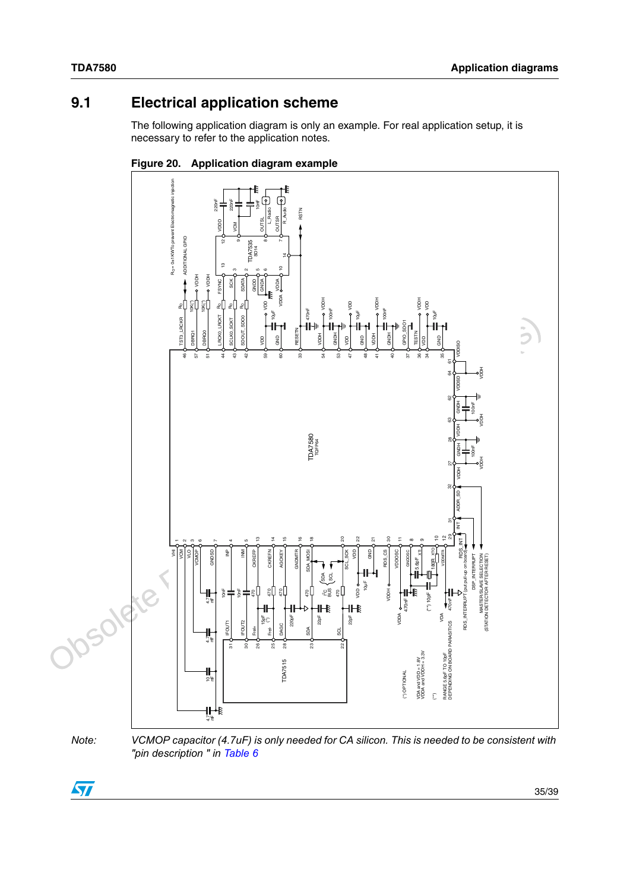## 9.1 Electrical application scheme

The following application diagram is only an example. For real application setup, it is necessary to refer to the application notes.

**Figure 20. Application diagram example**

*Note:* *VCMOP capacitor (4.7uF) is only needed for CA silicon. This is needed to be consistent with "pin description " in Table 6*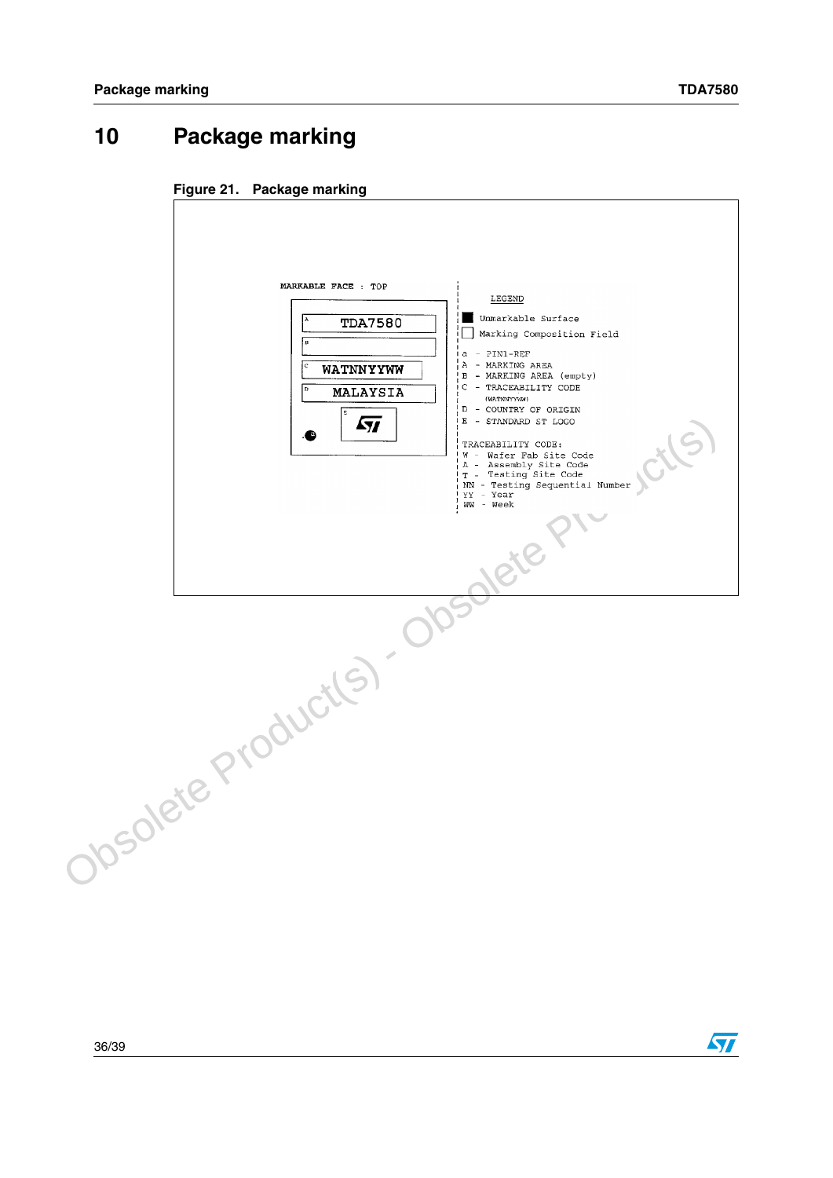# 10 Package marking

Figure 21. Package marking

MARKABLE FACE : TOP

- A: TDA7580
- B:
- C: WATNNYYWW
- D: MALAYSIA
- E: ST logo

LEGEND

- ■ Unmarkable Surface
- □ Marking Composition Field

a - PIN1-REF
A - MARKING AREA
B - MARKING AREA (empty)
C - TRACEABILITY CODE (WATNNYYWW)
D - COUNTRY OF ORIGIN
E - STANDARD ST LOGO

TRACEABILITY CODE:
W - Wafer Fab Site Code
A - Assembly Site Code
T - Testing Site Code
NN - Testing Sequential Number
YY - Year
WW - Week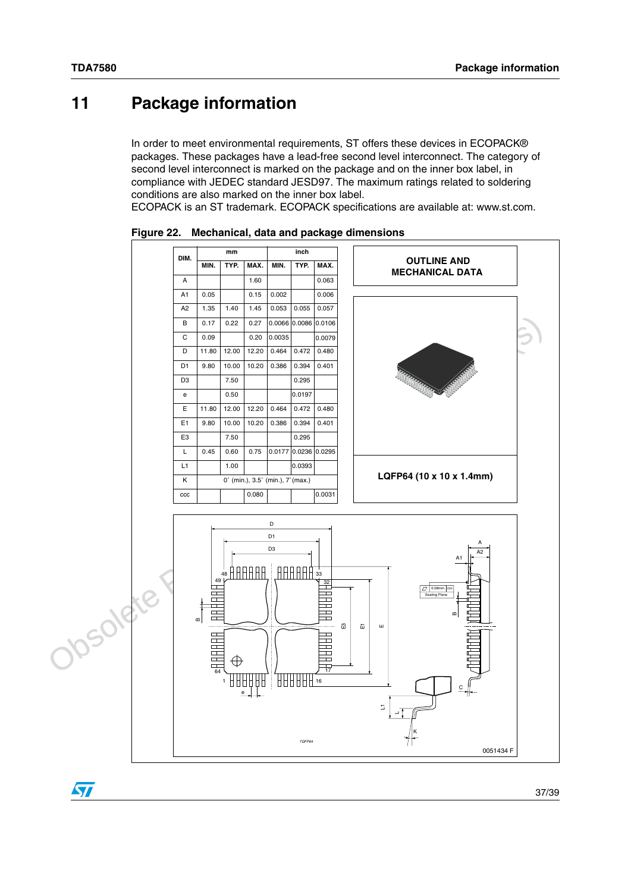# 11 Package information

In order to meet environmental requirements, ST offers these devices in ECOPACK® packages. These packages have a lead-free second level interconnect. The category of second level interconnect is marked on the package and on the inner box label, in compliance with JEDEC standard JESD97. The maximum ratings related to soldering conditions are also marked on the inner box label.
ECOPACK is an ST trademark. ECOPACK specifications are available at: www.st.com.

**Figure 22. Mechanical, data and package dimensions**

| DIM. | mm | | | inch | | |
|---|---|---|---|---|---|---|
| | MIN. | TYP. | MAX. | MIN. | TYP. | MAX. |
| A | | | 1.60 | | | 0.063 |
| A1 | 0.05 | | 0.15 | 0.002 | | 0.006 |
| A2 | 1.35 | 1.40 | 1.45 | 0.053 | 0.055 | 0.057 |
| B | 0.17 | 0.22 | 0.27 | 0.0066 | 0.0086 | 0.0106 |
| C | 0.09 | | 0.20 | 0.0035 | | 0.0079 |
| D | 11.80 | 12.00 | 12.20 | 0.464 | 0.472 | 0.480 |
| D1 | 9.80 | 10.00 | 10.20 | 0.386 | 0.394 | 0.401 |
| D3 | | 7.50 | | | 0.295 | |
| e | | 0.50 | | | 0.0197 | |
| E | 11.80 | 12.00 | 12.20 | 0.464 | 0.472 | 0.480 |
| E1 | 9.80 | 10.00 | 10.20 | 0.386 | 0.394 | 0.401 |
| E3 | | 7.50 | | | 0.295 | |
| L | 0.45 | 0.60 | 0.75 | 0.0177 | 0.0236 | 0.0295 |
| L1 | | 1.00 | | | 0.0393 | |
| K | 0° (min.), 3.5° (min.), 7° (max.) | | | | | |
| ccc | | | 0.080 | | | 0.0031 |

**OUTLINE AND MECHANICAL DATA**

**LQFP64 (10 x 10 x 1.4mm)**

0051434 F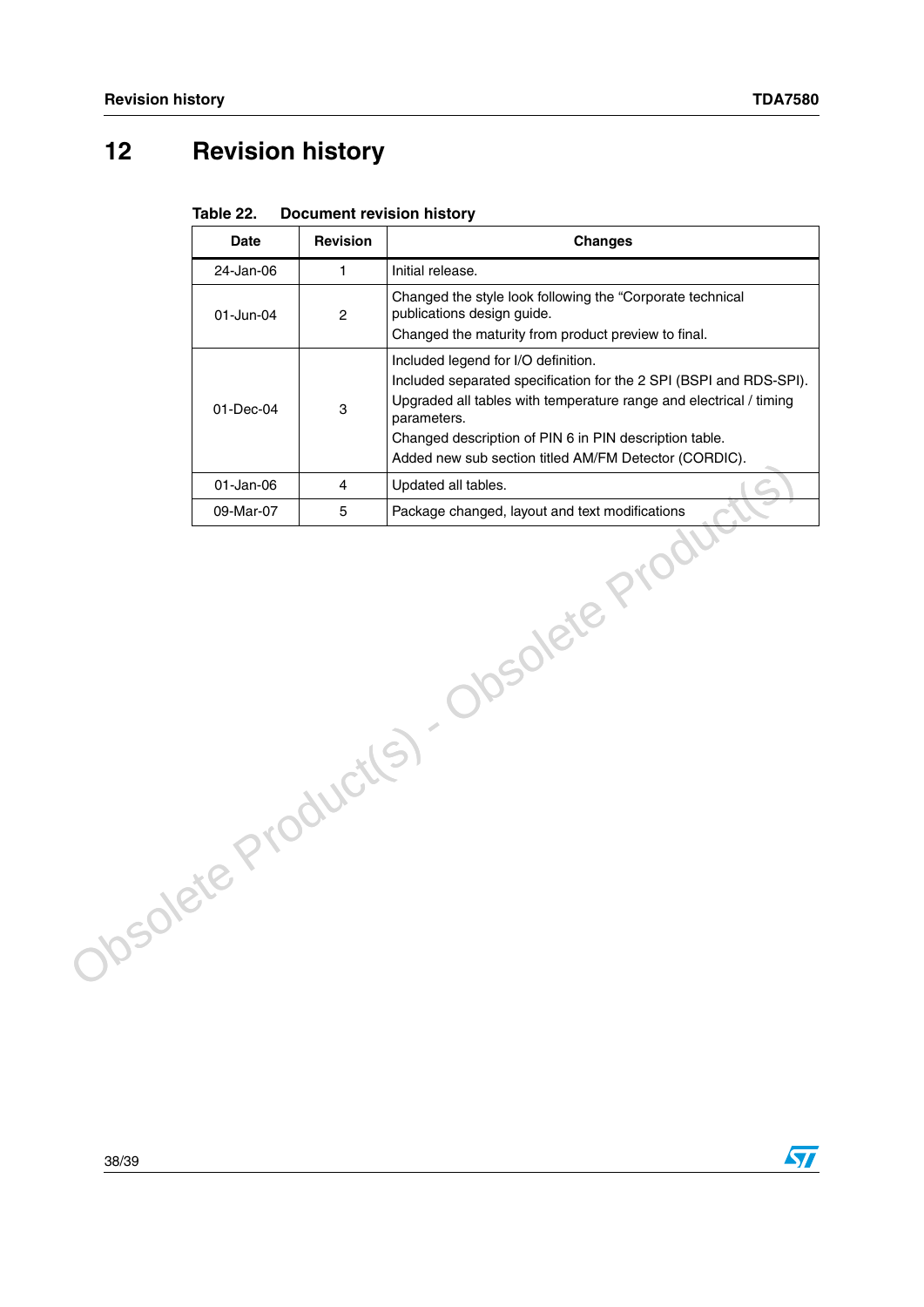# 12 Revision history

**Table 22. Document revision history**

| Date | Revision | Changes |
|---|---|---|
| 24-Jan-06 | 1 | Initial release. |
| 01-Jun-04 | 2 | Changed the style look following the "Corporate technical publications design guide.<br>Changed the maturity from product preview to final. |
| 01-Dec-04 | 3 | Included legend for I/O definition.<br>Included separated specification for the 2 SPI (BSPI and RDS-SPI).<br>Upgraded all tables with temperature range and electrical / timing parameters.<br>Changed description of PIN 6 in PIN description table.<br>Added new sub section titled AM/FM Detector (CORDIC). |
| 01-Jan-06 | 4 | Updated all tables. |
| 09-Mar-07 | 5 | Package changed, layout and text modifications |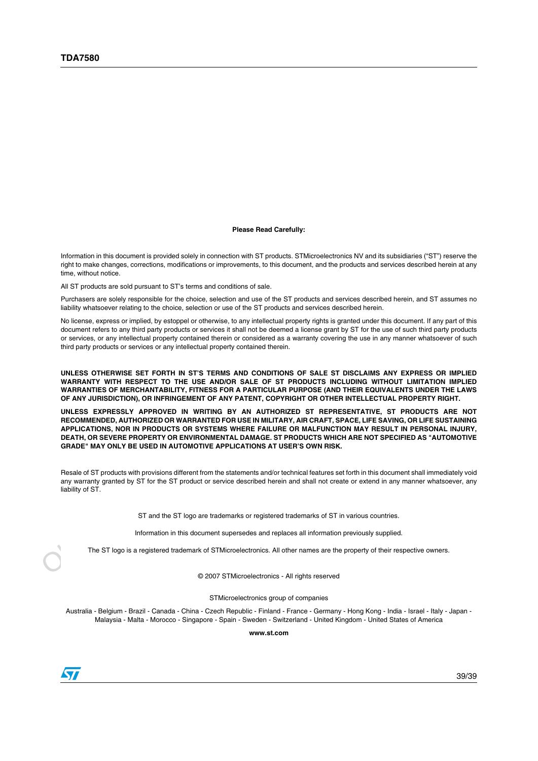**Please Read Carefully:**

Information in this document is provided solely in connection with ST products. STMicroelectronics NV and its subsidiaries ("ST") reserve the right to make changes, corrections, modifications or improvements, to this document, and the products and services described herein at any time, without notice.

All ST products are sold pursuant to ST's terms and conditions of sale.

Purchasers are solely responsible for the choice, selection and use of the ST products and services described herein, and ST assumes no liability whatsoever relating to the choice, selection or use of the ST products and services described herein.

No license, express or implied, by estoppel or otherwise, to any intellectual property rights is granted under this document. If any part of this document refers to any third party products or services it shall not be deemed a license grant by ST for the use of such third party products or services, or any intellectual property contained therein or considered as a warranty covering the use in any manner whatsoever of such third party products or services or any intellectual property contained therein.

**UNLESS OTHERWISE SET FORTH IN ST'S TERMS AND CONDITIONS OF SALE ST DISCLAIMS ANY EXPRESS OR IMPLIED WARRANTY WITH RESPECT TO THE USE AND/OR SALE OF ST PRODUCTS INCLUDING WITHOUT LIMITATION IMPLIED WARRANTIES OF MERCHANTABILITY, FITNESS FOR A PARTICULAR PURPOSE (AND THEIR EQUIVALENTS UNDER THE LAWS OF ANY JURISDICTION), OR INFRINGEMENT OF ANY PATENT, COPYRIGHT OR OTHER INTELLECTUAL PROPERTY RIGHT.**

**UNLESS EXPRESSLY APPROVED IN WRITING BY AN AUTHORIZED ST REPRESENTATIVE, ST PRODUCTS ARE NOT RECOMMENDED, AUTHORIZED OR WARRANTED FOR USE IN MILITARY, AIR CRAFT, SPACE, LIFE SAVING, OR LIFE SUSTAINING APPLICATIONS, NOR IN PRODUCTS OR SYSTEMS WHERE FAILURE OR MALFUNCTION MAY RESULT IN PERSONAL INJURY, DEATH, OR SEVERE PROPERTY OR ENVIRONMENTAL DAMAGE. ST PRODUCTS WHICH ARE NOT SPECIFIED AS "AUTOMOTIVE GRADE" MAY ONLY BE USED IN AUTOMOTIVE APPLICATIONS AT USER'S OWN RISK.**

Resale of ST products with provisions different from the statements and/or technical features set forth in this document shall immediately void any warranty granted by ST for the ST product or service described herein and shall not create or extend in any manner whatsoever, any liability of ST.

ST and the ST logo are trademarks or registered trademarks of ST in various countries.

Information in this document supersedes and replaces all information previously supplied.

The ST logo is a registered trademark of STMicroelectronics. All other names are the property of their respective owners.

© 2007 STMicroelectronics - All rights reserved

STMicroelectronics group of companies

Australia - Belgium - Brazil - Canada - China - Czech Republic - Finland - France - Germany - Hong Kong - India - Israel - Italy - Japan - Malaysia - Malta - Morocco - Singapore - Spain - Sweden - Switzerland - United Kingdom - United States of America

**www.st.com**